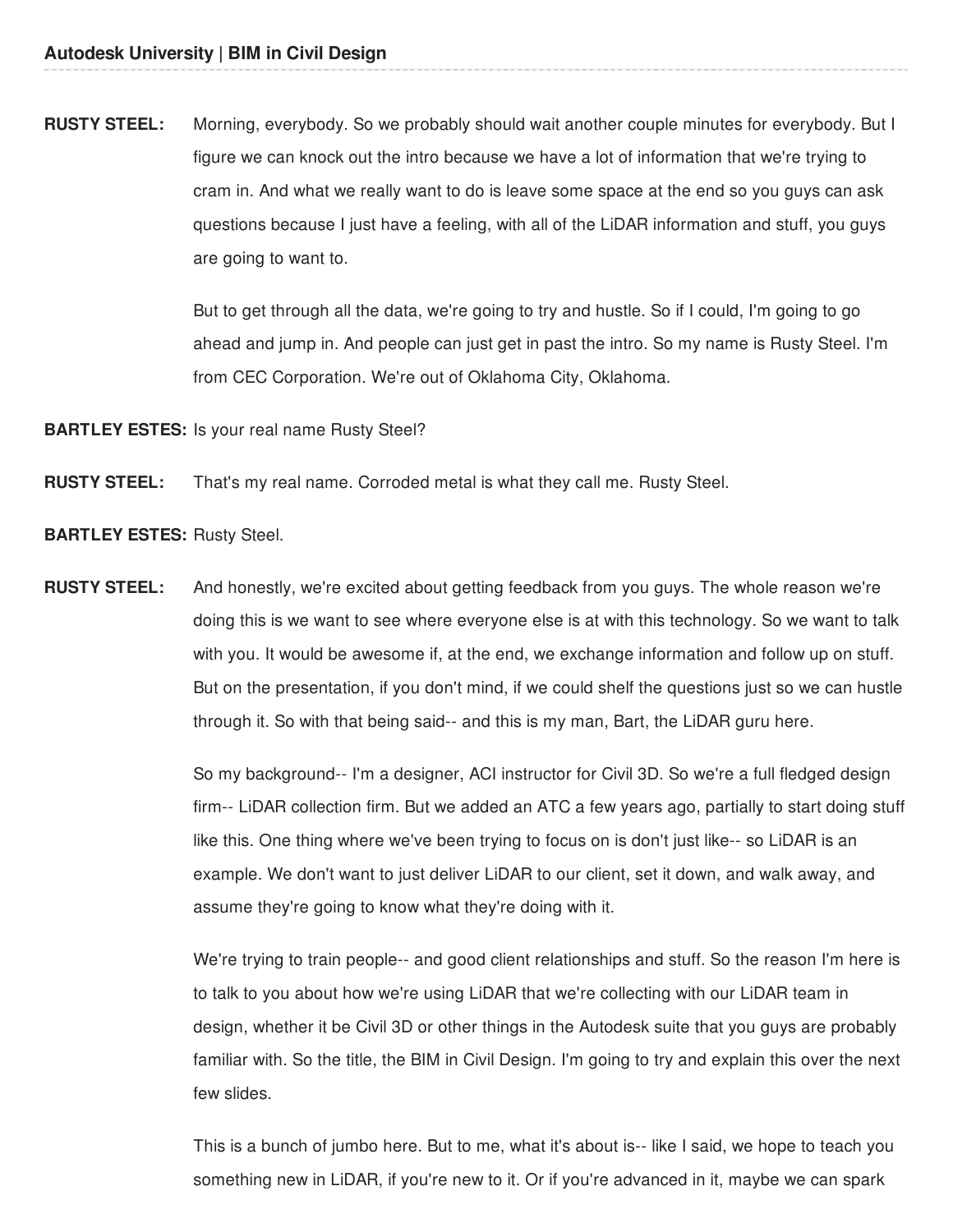**RUSTY STEEL:** Morning, everybody. So we probably should wait another couple minutes for everybody. But I figure we can knock out the intro because we have a lot of information that we're trying to cram in. And what we really want to do is leave some space at the end so you guys can ask questions because I just have a feeling, with all of the LiDAR information and stuff, you guys are going to want to.

But to get through all the data, we're going to try and hustle. So if I could, I'm going to go ahead and jump in. And people can just get in past the intro. So my name is Rusty Steel. I'm from CEC Corporation. We're out of Oklahoma City, Oklahoma.

**BARTLEY ESTES:** Is your real name Rusty Steel?

**RUSTY STEEL:** That's my real name. Corroded metal is what they call me. Rusty Steel.

**BARTLEY ESTES:** Rusty Steel.

**RUSTY STEEL:** And honestly, we're excited about getting feedback from you guys. The whole reason we're doing this is we want to see where everyone else is at with this technology. So we want to talk with you. It would be awesome if, at the end, we exchange information and follow up on stuff. But on the presentation, if you don't mind, if we could shelf the questions just so we can hustle through it. So with that being said-- and this is my man, Bart, the LiDAR guru here.

So my background-- I'm a designer, ACI instructor for Civil 3D. So we're a full fledged design firm-- LiDAR collection firm. But we added an ATC a few years ago, partially to start doing stuff like this. One thing where we've been trying to focus on is don't just like-- so LiDAR is an example. We don't want to just deliver LiDAR to our client, set it down, and walk away, and assume they're going to know what they're doing with it.

We're trying to train people-- and good client relationships and stuff. So the reason I'm here is to talk to you about how we're using LiDAR that we're collecting with our LiDAR team in design, whether it be Civil 3D or other things in the Autodesk suite that you guys are probably familiar with. So the title, the BIM in Civil Design. I'm going to try and explain this over the next few slides.

This is a bunch of jumbo here. But to me, what it's about is-- like I said, we hope to teach you something new in LiDAR, if you're new to it. Or if you're advanced in it, maybe we can spark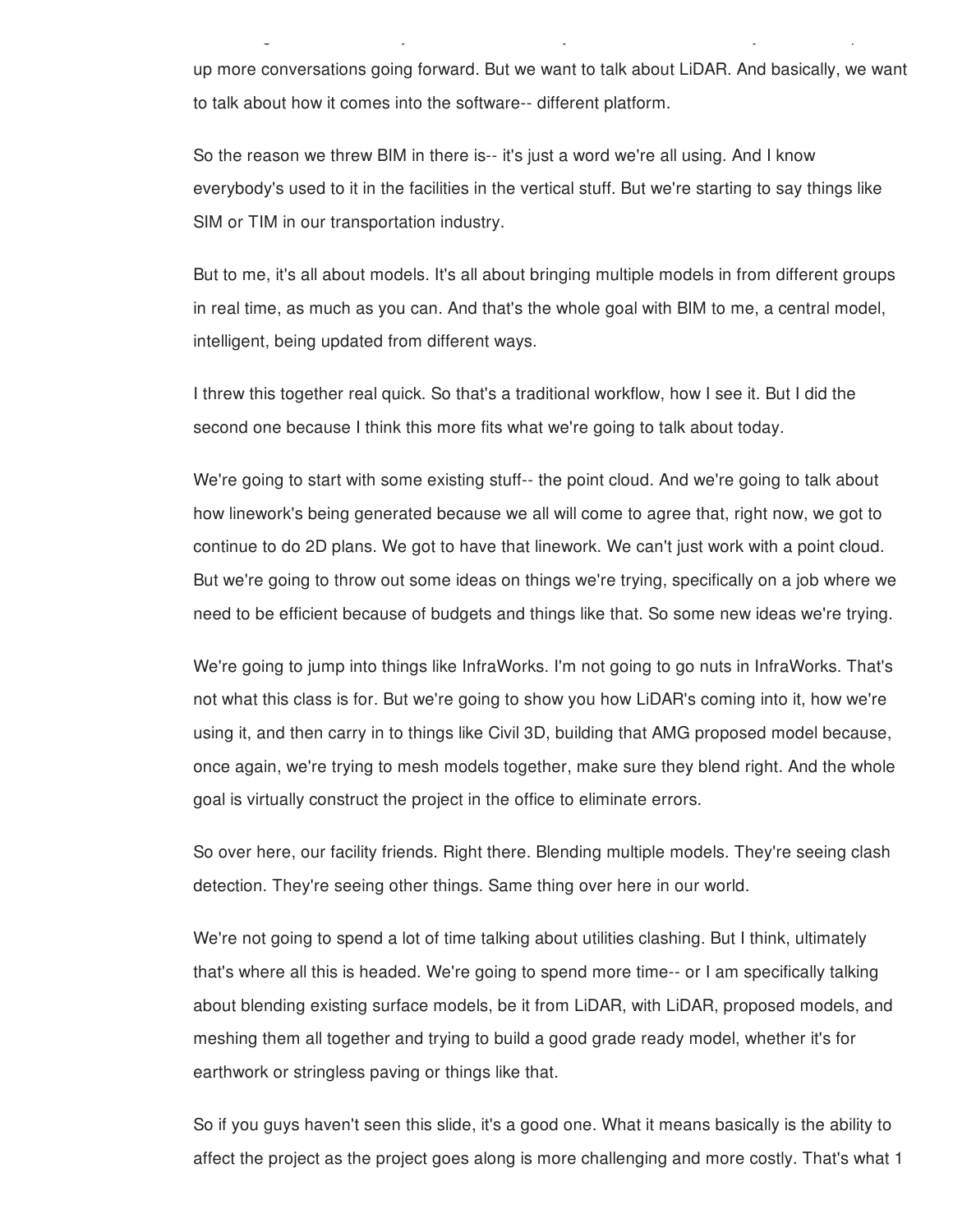up more conversations going forward. But we want to talk about LiDAR. And basically, we want to talk about how it comes into the software-- different platform.

So the reason we threw BIM in there is-- it's just a word we're all using. And I know everybody's used to it in the facilities in the vertical stuff. But we're starting to say things like SIM or TIM in our transportation industry.

But to me, it's all about models. It's all about bringing multiple models in from different groups in real time, as much as you can. And that's the whole goal with BIM to me, a central model, intelligent, being updated from different ways.

I threw this together real quick. So that's a traditional workflow, how I see it. But I did the second one because I think this more fits what we're going to talk about today.

We're going to start with some existing stuff-- the point cloud. And we're going to talk about how linework's being generated because we all will come to agree that, right now, we got to continue to do 2D plans. We got to have that linework. We can't just work with a point cloud. But we're going to throw out some ideas on things we're trying, specifically on a job where we need to be efficient because of budgets and things like that. So some new ideas we're trying.

We're going to jump into things like InfraWorks. I'm not going to go nuts in InfraWorks. That's not what this class is for. But we're going to show you how LiDAR's coming into it, how we're using it, and then carry in to things like Civil 3D, building that AMG proposed model because, once again, we're trying to mesh models together, make sure they blend right. And the whole goal is virtually construct the project in the office to eliminate errors.

So over here, our facility friends. Right there. Blending multiple models. They're seeing clash detection. They're seeing other things. Same thing over here in our world.

We're not going to spend a lot of time talking about utilities clashing. But I think, ultimately that's where all this is headed. We're going to spend more time-- or I am specifically talking about blending existing surface models, be it from LiDAR, with LiDAR, proposed models, and meshing them all together and trying to build a good grade ready model, whether it's for earthwork or stringless paving or things like that.

So if you guys haven't seen this slide, it's a good one. What it means basically is the ability to affect the project as the project goes along is more challenging and more costly. That's what 1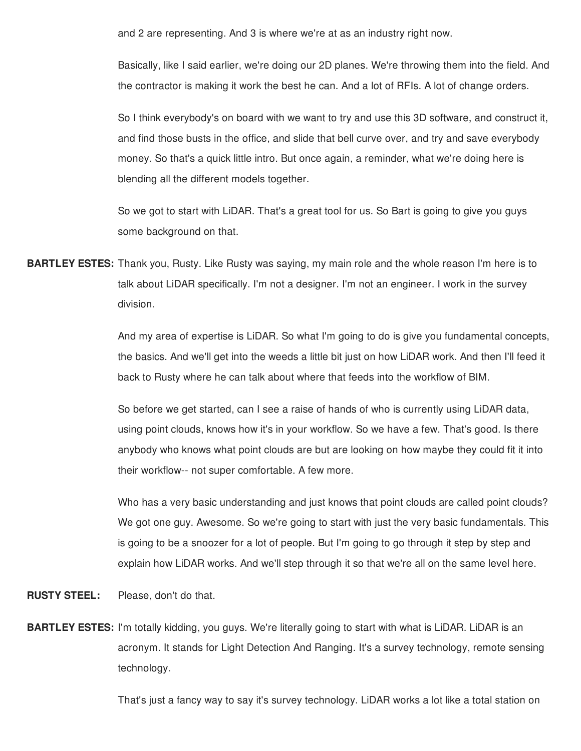and 2 are representing. And 3 is where we're at as an industry right now.

Basically, like I said earlier, we're doing our 2D planes. We're throwing them into the field. And the contractor is making it work the best he can. And a lot of RFIs. A lot of change orders.

So I think everybody's on board with we want to try and use this 3D software, and construct it, and find those busts in the office, and slide that bell curve over, and try and save everybody money. So that's a quick little intro. But once again, a reminder, what we're doing here is blending all the different models together.

So we got to start with LiDAR. That's a great tool for us. So Bart is going to give you guys some background on that.

**BARTLEY ESTES:** Thank you, Rusty. Like Rusty was saying, my main role and the whole reason I'm here is to talk about LiDAR specifically. I'm not a designer. I'm not an engineer. I work in the survey division.

And my area of expertise is LiDAR. So what I'm going to do is give you fundamental concepts, the basics. And we'll get into the weeds a little bit just on how LiDAR work. And then I'll feed it back to Rusty where he can talk about where that feeds into the workflow of BIM.

So before we get started, can I see a raise of hands of who is currently using LiDAR data, using point clouds, knows how it's in your workflow. So we have a few. That's good. Is there anybody who knows what point clouds are but are looking on how maybe they could fit it into their workflow-- not super comfortable. A few more.

Who has a very basic understanding and just knows that point clouds are called point clouds? We got one guy. Awesome. So we're going to start with just the very basic fundamentals. This is going to be a snoozer for a lot of people. But I'm going to go through it step by step and explain how LiDAR works. And we'll step through it so that we're all on the same level here.

**RUSTY STEEL:** Please, don't do that.

**BARTLEY ESTES:** I'm totally kidding, you guys. We're literally going to start with what is LiDAR. LiDAR is an acronym. It stands for Light Detection And Ranging. It's a survey technology, remote sensing technology.

That's just a fancy way to say it's survey technology. LiDAR works a lot like a total station on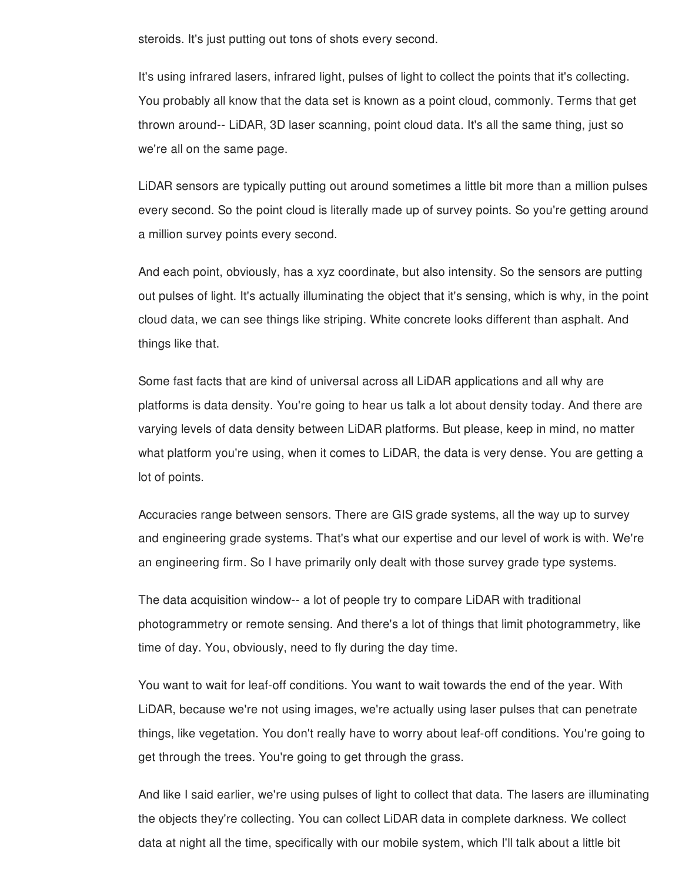steroids. It's just putting out tons of shots every second.

It's using infrared lasers, infrared light, pulses of light to collect the points that it's collecting. You probably all know that the data set is known as a point cloud, commonly. Terms that get thrown around-- LiDAR, 3D laser scanning, point cloud data. It's all the same thing, just so we're all on the same page.

LiDAR sensors are typically putting out around sometimes a little bit more than a million pulses every second. So the point cloud is literally made up of survey points. So you're getting around a million survey points every second.

And each point, obviously, has a xyz coordinate, but also intensity. So the sensors are putting out pulses of light. It's actually illuminating the object that it's sensing, which is why, in the point cloud data, we can see things like striping. White concrete looks different than asphalt. And things like that.

Some fast facts that are kind of universal across all LiDAR applications and all why are platforms is data density. You're going to hear us talk a lot about density today. And there are varying levels of data density between LiDAR platforms. But please, keep in mind, no matter what platform you're using, when it comes to LiDAR, the data is very dense. You are getting a lot of points.

Accuracies range between sensors. There are GIS grade systems, all the way up to survey and engineering grade systems. That's what our expertise and our level of work is with. We're an engineering firm. So I have primarily only dealt with those survey grade type systems.

The data acquisition window-- a lot of people try to compare LiDAR with traditional photogrammetry or remote sensing. And there's a lot of things that limit photogrammetry, like time of day. You, obviously, need to fly during the day time.

You want to wait for leaf-off conditions. You want to wait towards the end of the year. With LiDAR, because we're not using images, we're actually using laser pulses that can penetrate things, like vegetation. You don't really have to worry about leaf-off conditions. You're going to get through the trees. You're going to get through the grass.

And like I said earlier, we're using pulses of light to collect that data. The lasers are illuminating the objects they're collecting. You can collect LiDAR data in complete darkness. We collect data at night all the time, specifically with our mobile system, which I'll talk about a little bit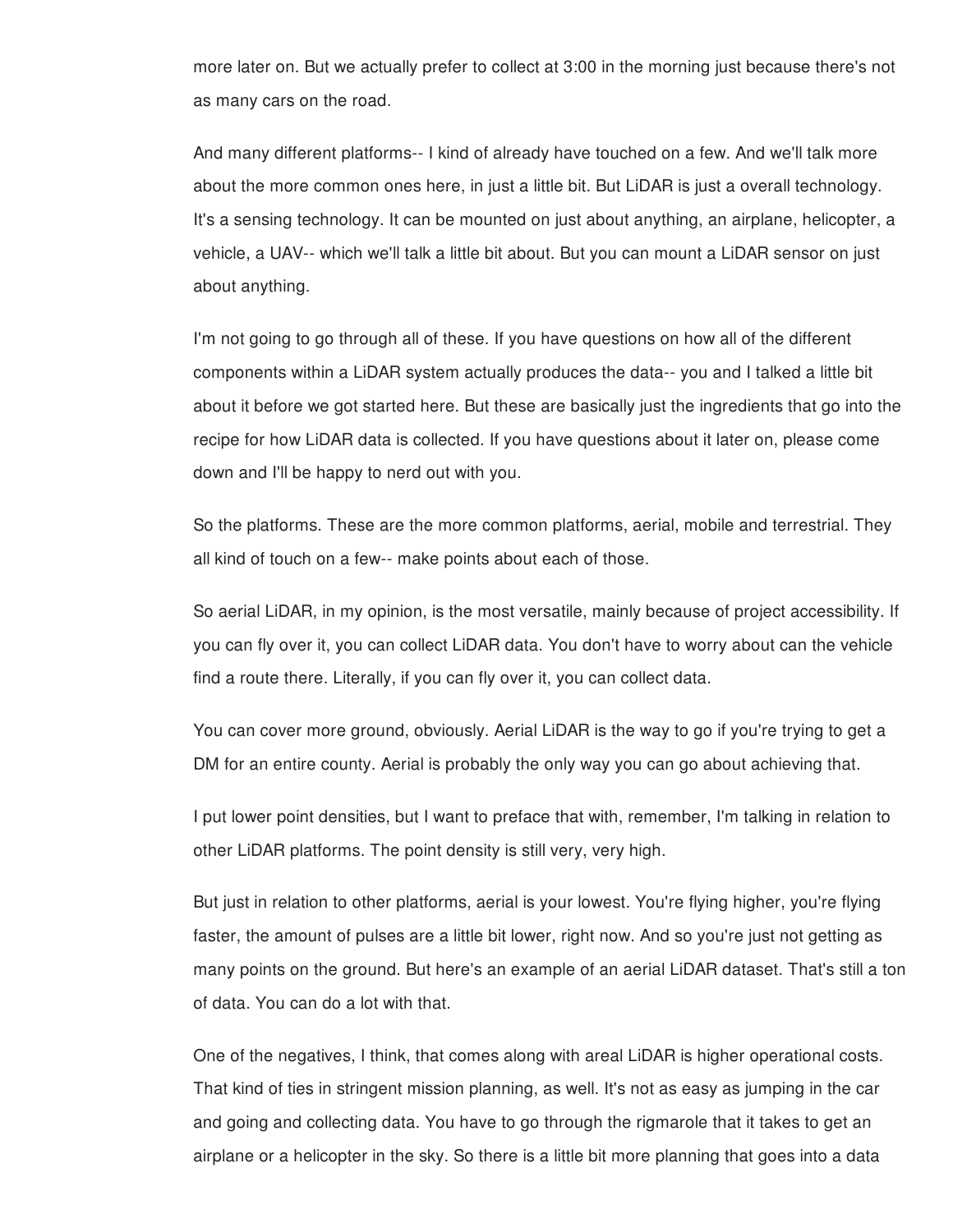more later on. But we actually prefer to collect at 3:00 in the morning just because there's not as many cars on the road.

And many different platforms-- I kind of already have touched on a few. And we'll talk more about the more common ones here, in just a little bit. But LiDAR is just a overall technology. It's a sensing technology. It can be mounted on just about anything, an airplane, helicopter, a vehicle, a UAV-- which we'll talk a little bit about. But you can mount a LiDAR sensor on just about anything.

I'm not going to go through all of these. If you have questions on how all of the different components within a LiDAR system actually produces the data-- you and I talked a little bit about it before we got started here. But these are basically just the ingredients that go into the recipe for how LiDAR data is collected. If you have questions about it later on, please come down and I'll be happy to nerd out with you.

So the platforms. These are the more common platforms, aerial, mobile and terrestrial. They all kind of touch on a few-- make points about each of those.

So aerial LiDAR, in my opinion, is the most versatile, mainly because of project accessibility. If you can fly over it, you can collect LiDAR data. You don't have to worry about can the vehicle find a route there. Literally, if you can fly over it, you can collect data.

You can cover more ground, obviously. Aerial LiDAR is the way to go if you're trying to get a DM for an entire county. Aerial is probably the only way you can go about achieving that.

I put lower point densities, but I want to preface that with, remember, I'm talking in relation to other LiDAR platforms. The point density is still very, very high.

But just in relation to other platforms, aerial is your lowest. You're flying higher, you're flying faster, the amount of pulses are a little bit lower, right now. And so you're just not getting as many points on the ground. But here's an example of an aerial LiDAR dataset. That's still a ton of data. You can do a lot with that.

One of the negatives, I think, that comes along with areal LiDAR is higher operational costs. That kind of ties in stringent mission planning, as well. It's not as easy as jumping in the car and going and collecting data. You have to go through the rigmarole that it takes to get an airplane or a helicopter in the sky. So there is a little bit more planning that goes into a data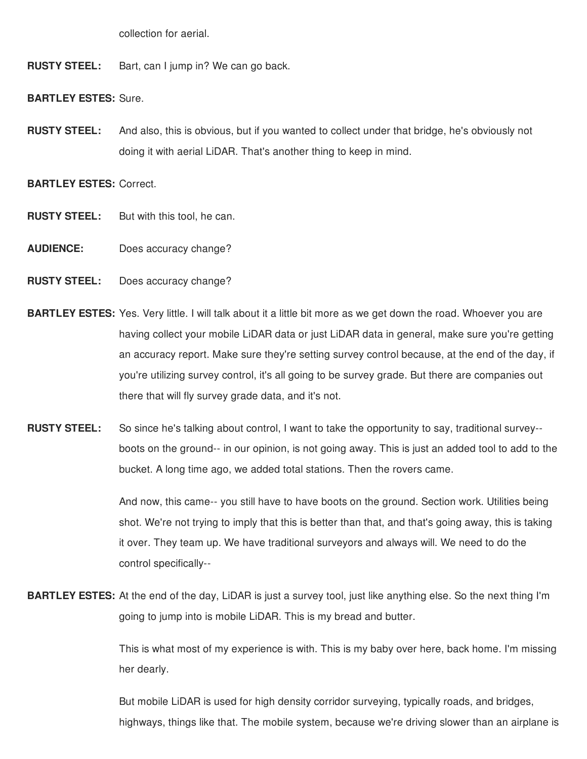collection for aerial.

**RUSTY STEEL:** Bart, can I jump in? We can go back.

**BARTLEY ESTES:** Sure.

**RUSTY STEEL:** And also, this is obvious, but if you wanted to collect under that bridge, he's obviously not doing it with aerial LiDAR. That's another thing to keep in mind.

**BARTLEY ESTES:** Correct.

**RUSTY STEEL:** But with this tool, he can.

**AUDIENCE:** Does accuracy change?

**RUSTY STEEL:** Does accuracy change?

**BARTLEY ESTES:** Yes. Very little. I will talk about it a little bit more as we get down the road. Whoever you are having collect your mobile LiDAR data or just LiDAR data in general, make sure you're getting an accuracy report. Make sure they're setting survey control because, at the end of the day, if you're utilizing survey control, it's all going to be survey grade. But there are companies out there that will fly survey grade data, and it's not.

**RUSTY STEEL:** So since he's talking about control, I want to take the opportunity to say, traditional survey-- boots on the ground-- in our opinion, is not going away. This is just an added tool to add to the bucket. A long time ago, we added total stations. Then the rovers came.

And now, this came-- you still have to have boots on the ground. Section work. Utilities being shot. We're not trying to imply that this is better than that, and that's going away, this is taking it over. They team up. We have traditional surveyors and always will. We need to do the control specifically--

**BARTLEY ESTES:** At the end of the day, LiDAR is just a survey tool, just like anything else. So the next thing I'm going to jump into is mobile LiDAR. This is my bread and butter.

This is what most of my experience is with. This is my baby over here, back home. I'm missing her dearly.

But mobile LiDAR is used for high density corridor surveying, typically roads, and bridges, highways, things like that. The mobile system, because we're driving slower than an airplane is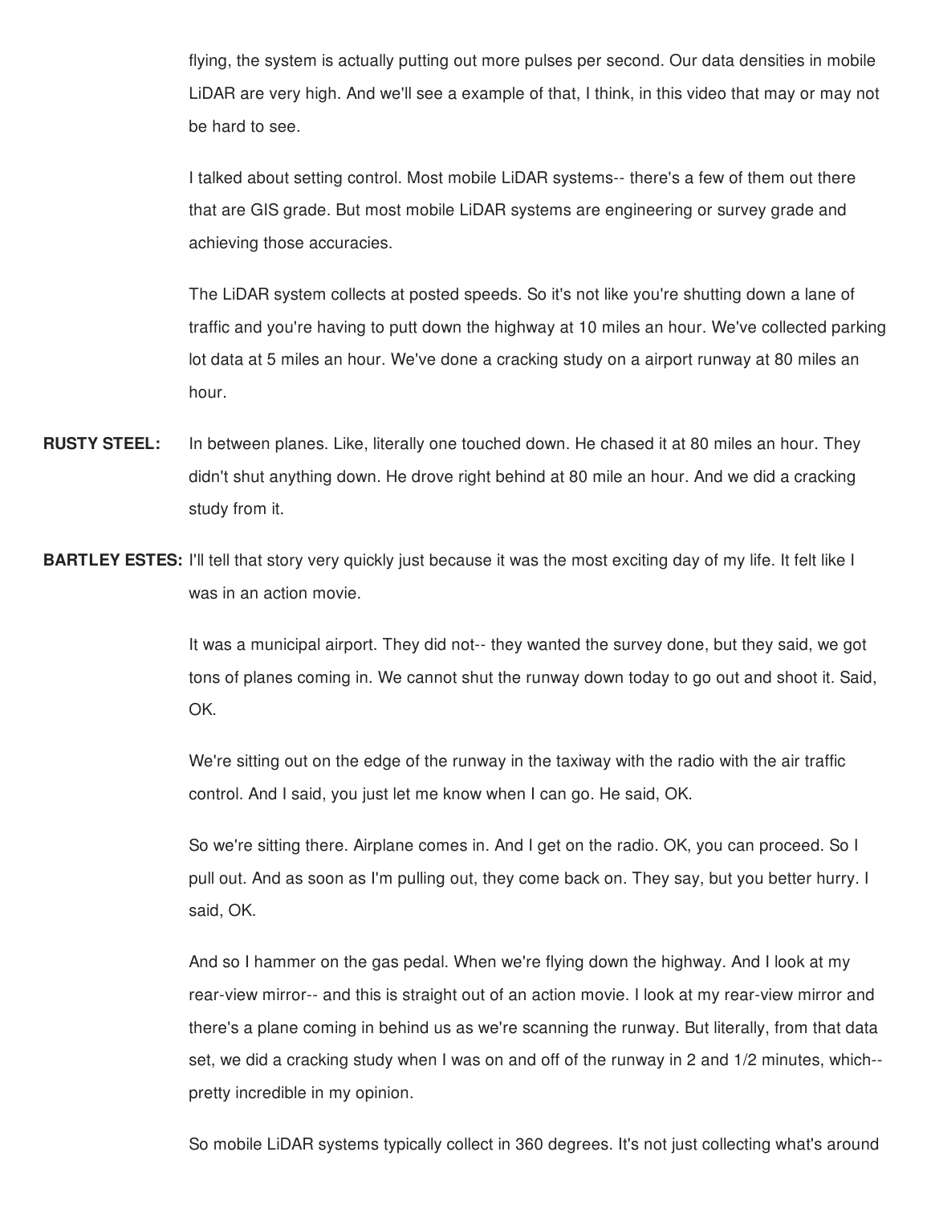flying, the system is actually putting out more pulses per second. Our data densities in mobile LiDAR are very high. And we'll see a example of that, I think, in this video that may or may not be hard to see.

I talked about setting control. Most mobile LiDAR systems-- there's a few of them out there that are GIS grade. But most mobile LiDAR systems are engineering or survey grade and achieving those accuracies.

The LiDAR system collects at posted speeds. So it's not like you're shutting down a lane of traffic and you're having to putt down the highway at 10 miles an hour. We've collected parking lot data at 5 miles an hour. We've done a cracking study on a airport runway at 80 miles an hour.

**RUSTY STEEL:** In between planes. Like, literally one touched down. He chased it at 80 miles an hour. They didn't shut anything down. He drove right behind at 80 mile an hour. And we did a cracking study from it.

**BARTLEY ESTES:** I'll tell that story very quickly just because it was the most exciting day of my life. It felt like I was in an action movie.

It was a municipal airport. They did not-- they wanted the survey done, but they said, we got tons of planes coming in. We cannot shut the runway down today to go out and shoot it. Said, OK.

We're sitting out on the edge of the runway in the taxiway with the radio with the air traffic control. And I said, you just let me know when I can go. He said, OK.

So we're sitting there. Airplane comes in. And I get on the radio. OK, you can proceed. So I pull out. And as soon as I'm pulling out, they come back on. They say, but you better hurry. I said, OK.

And so I hammer on the gas pedal. When we're flying down the highway. And I look at my rear-view mirror-- and this is straight out of an action movie. I look at my rear-view mirror and there's a plane coming in behind us as we're scanning the runway. But literally, from that data set, we did a cracking study when I was on and off of the runway in 2 and 1/2 minutes, which-- pretty incredible in my opinion.

So mobile LiDAR systems typically collect in 360 degrees. It's not just collecting what's around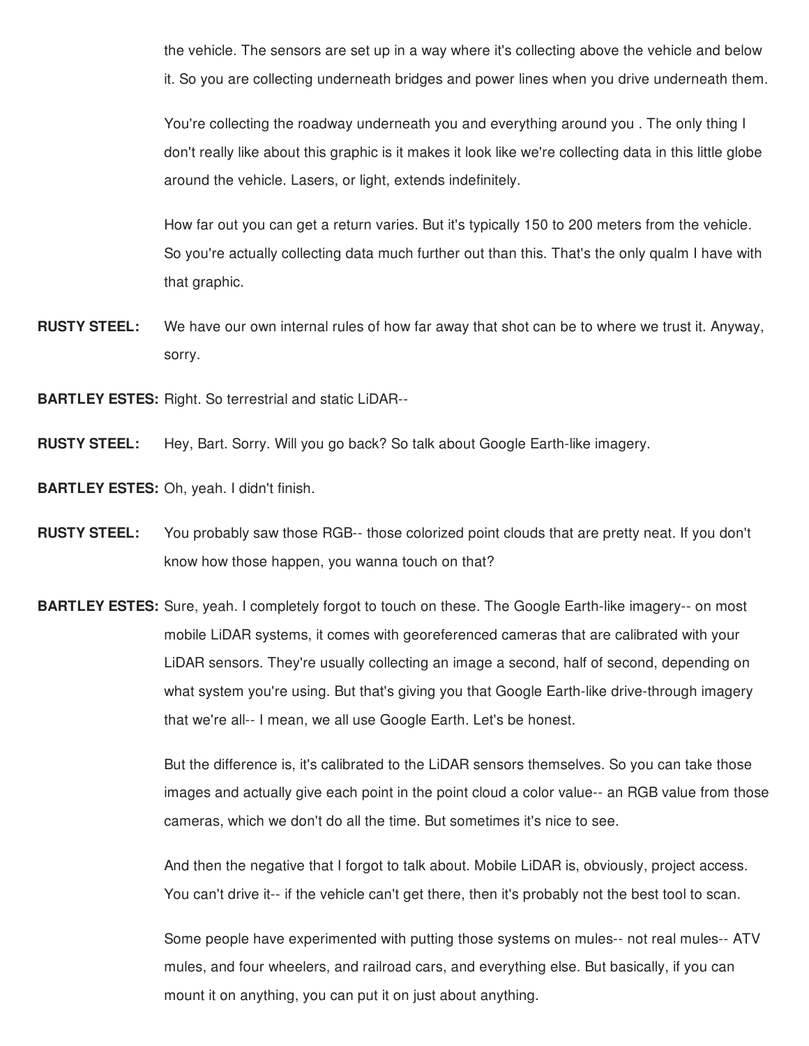the vehicle. The sensors are set up in a way where it's collecting above the vehicle and below it. So you are collecting underneath bridges and power lines when you drive underneath them.

You're collecting the roadway underneath you and everything around you . The only thing I don't really like about this graphic is it makes it look like we're collecting data in this little globe around the vehicle. Lasers, or light, extends indefinitely.

How far out you can get a return varies. But it's typically 150 to 200 meters from the vehicle. So you're actually collecting data much further out than this. That's the only qualm I have with that graphic.

**RUSTY STEEL:** We have our own internal rules of how far away that shot can be to where we trust it. Anyway, sorry.

**BARTLEY ESTES:** Right. So terrestrial and static LiDAR--

**RUSTY STEEL:** Hey, Bart. Sorry. Will you go back? So talk about Google Earth-like imagery.

**BARTLEY ESTES:** Oh, yeah. I didn't finish.

**RUSTY STEEL:** You probably saw those RGB-- those colorized point clouds that are pretty neat. If you don't know how those happen, you wanna touch on that?

**BARTLEY ESTES:** Sure, yeah. I completely forgot to touch on these. The Google Earth-like imagery-- on most mobile LiDAR systems, it comes with georeferenced cameras that are calibrated with your LiDAR sensors. They're usually collecting an image a second, half of second, depending on what system you're using. But that's giving you that Google Earth-like drive-through imagery that we're all-- I mean, we all use Google Earth. Let's be honest.

But the difference is, it's calibrated to the LiDAR sensors themselves. So you can take those images and actually give each point in the point cloud a color value-- an RGB value from those cameras, which we don't do all the time. But sometimes it's nice to see.

And then the negative that I forgot to talk about. Mobile LiDAR is, obviously, project access. You can't drive it-- if the vehicle can't get there, then it's probably not the best tool to scan.

Some people have experimented with putting those systems on mules-- not real mules-- ATV mules, and four wheelers, and railroad cars, and everything else. But basically, if you can mount it on anything, you can put it on just about anything.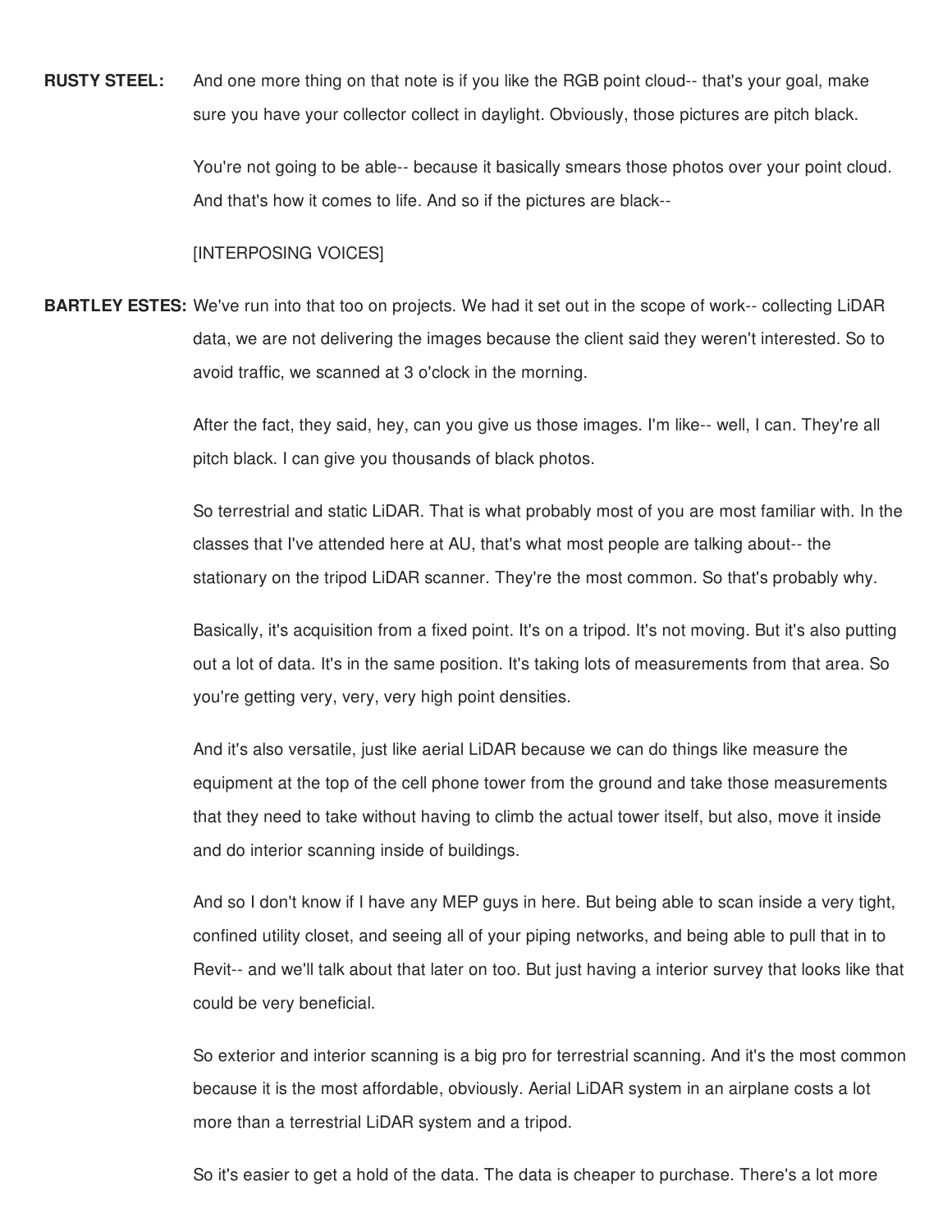**RUSTY STEEL:** And one more thing on that note is if you like the RGB point cloud-- that's your goal, make sure you have your collector collect in daylight. Obviously, those pictures are pitch black.

You're not going to be able-- because it basically smears those photos over your point cloud. And that's how it comes to life. And so if the pictures are black--

[INTERPOSING VOICES]

**BARTLEY ESTES:** We've run into that too on projects. We had it set out in the scope of work-- collecting LiDAR data, we are not delivering the images because the client said they weren't interested. So to avoid traffic, we scanned at 3 o'clock in the morning.

After the fact, they said, hey, can you give us those images. I'm like-- well, I can. They're all pitch black. I can give you thousands of black photos.

So terrestrial and static LiDAR. That is what probably most of you are most familiar with. In the classes that I've attended here at AU, that's what most people are talking about-- the stationary on the tripod LiDAR scanner. They're the most common. So that's probably why.

Basically, it's acquisition from a fixed point. It's on a tripod. It's not moving. But it's also putting out a lot of data. It's in the same position. It's taking lots of measurements from that area. So you're getting very, very, very high point densities.

And it's also versatile, just like aerial LiDAR because we can do things like measure the equipment at the top of the cell phone tower from the ground and take those measurements that they need to take without having to climb the actual tower itself, but also, move it inside and do interior scanning inside of buildings.

And so I don't know if I have any MEP guys in here. But being able to scan inside a very tight, confined utility closet, and seeing all of your piping networks, and being able to pull that in to Revit-- and we'll talk about that later on too. But just having a interior survey that looks like that could be very beneficial.

So exterior and interior scanning is a big pro for terrestrial scanning. And it's the most common because it is the most affordable, obviously. Aerial LiDAR system in an airplane costs a lot more than a terrestrial LiDAR system and a tripod.

So it's easier to get a hold of the data. The data is cheaper to purchase. There's a lot more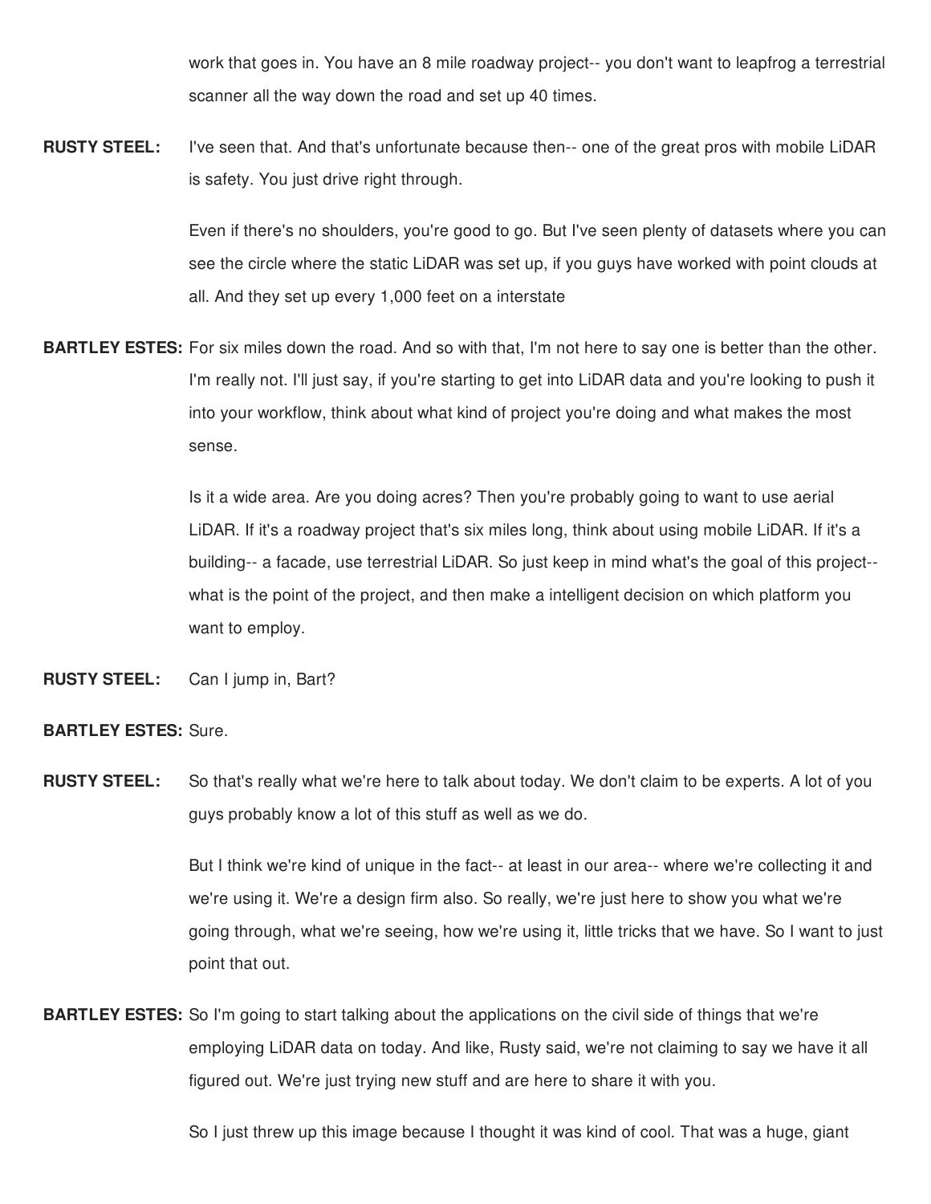work that goes in. You have an 8 mile roadway project-- you don't want to leapfrog a terrestrial scanner all the way down the road and set up 40 times.

**RUSTY STEEL:** I've seen that. And that's unfortunate because then-- one of the great pros with mobile LiDAR is safety. You just drive right through.

Even if there's no shoulders, you're good to go. But I've seen plenty of datasets where you can see the circle where the static LiDAR was set up, if you guys have worked with point clouds at all. And they set up every 1,000 feet on a interstate

**BARTLEY ESTES:** For six miles down the road. And so with that, I'm not here to say one is better than the other. I'm really not. I'll just say, if you're starting to get into LiDAR data and you're looking to push it into your workflow, think about what kind of project you're doing and what makes the most sense.

Is it a wide area. Are you doing acres? Then you're probably going to want to use aerial LiDAR. If it's a roadway project that's six miles long, think about using mobile LiDAR. If it's a building-- a facade, use terrestrial LiDAR. So just keep in mind what's the goal of this project-- what is the point of the project, and then make a intelligent decision on which platform you want to employ.

**RUSTY STEEL:** Can I jump in, Bart?

**BARTLEY ESTES:** Sure.

**RUSTY STEEL:** So that's really what we're here to talk about today. We don't claim to be experts. A lot of you guys probably know a lot of this stuff as well as we do.

But I think we're kind of unique in the fact-- at least in our area-- where we're collecting it and we're using it. We're a design firm also. So really, we're just here to show you what we're going through, what we're seeing, how we're using it, little tricks that we have. So I want to just point that out.

**BARTLEY ESTES:** So I'm going to start talking about the applications on the civil side of things that we're employing LiDAR data on today. And like, Rusty said, we're not claiming to say we have it all figured out. We're just trying new stuff and are here to share it with you.

So I just threw up this image because I thought it was kind of cool. That was a huge, giant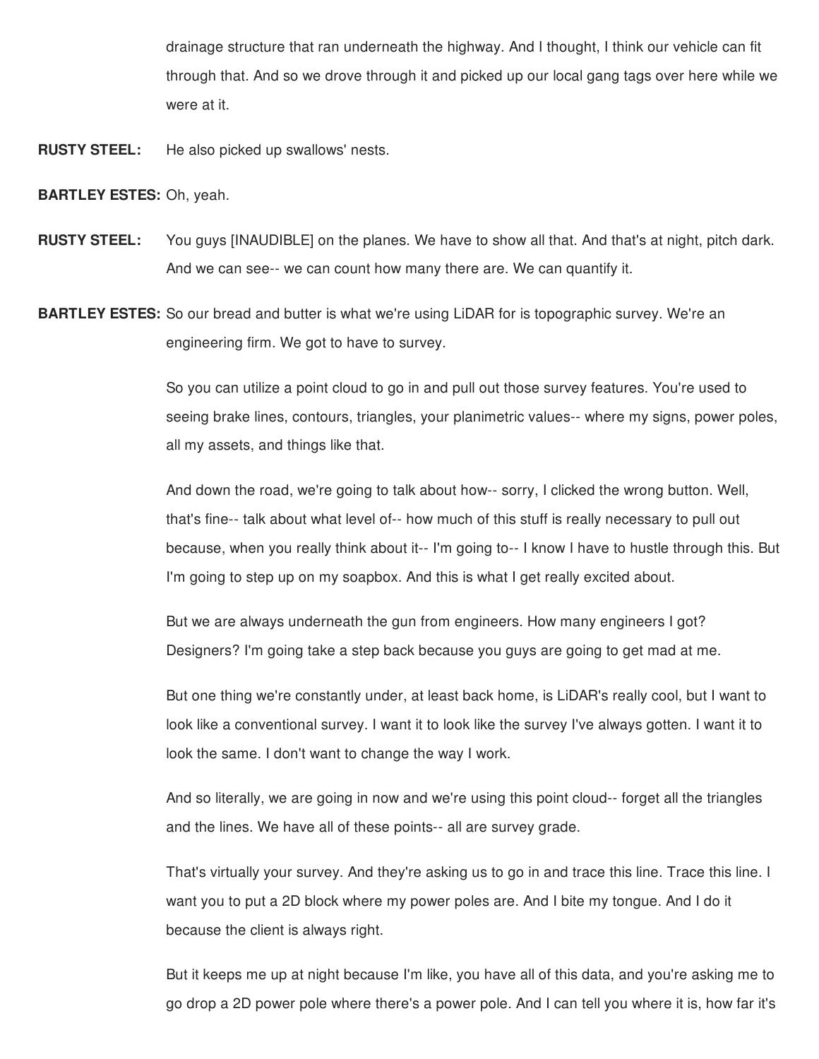drainage structure that ran underneath the highway. And I thought, I think our vehicle can fit through that. And so we drove through it and picked up our local gang tags over here while we were at it.

**RUSTY STEEL:** He also picked up swallows' nests.

**BARTLEY ESTES:** Oh, yeah.

**RUSTY STEEL:** You guys [INAUDIBLE] on the planes. We have to show all that. And that's at night, pitch dark. And we can see-- we can count how many there are. We can quantify it.

**BARTLEY ESTES:** So our bread and butter is what we're using LiDAR for is topographic survey. We're an engineering firm. We got to have to survey.

So you can utilize a point cloud to go in and pull out those survey features. You're used to seeing brake lines, contours, triangles, your planimetric values-- where my signs, power poles, all my assets, and things like that.

And down the road, we're going to talk about how-- sorry, I clicked the wrong button. Well, that's fine-- talk about what level of-- how much of this stuff is really necessary to pull out because, when you really think about it-- I'm going to-- I know I have to hustle through this. But I'm going to step up on my soapbox. And this is what I get really excited about.

But we are always underneath the gun from engineers. How many engineers I got? Designers? I'm going take a step back because you guys are going to get mad at me.

But one thing we're constantly under, at least back home, is LiDAR's really cool, but I want to look like a conventional survey. I want it to look like the survey I've always gotten. I want it to look the same. I don't want to change the way I work.

And so literally, we are going in now and we're using this point cloud-- forget all the triangles and the lines. We have all of these points-- all are survey grade.

That's virtually your survey. And they're asking us to go in and trace this line. Trace this line. I want you to put a 2D block where my power poles are. And I bite my tongue. And I do it because the client is always right.

But it keeps me up at night because I'm like, you have all of this data, and you're asking me to go drop a 2D power pole where there's a power pole. And I can tell you where it is, how far it's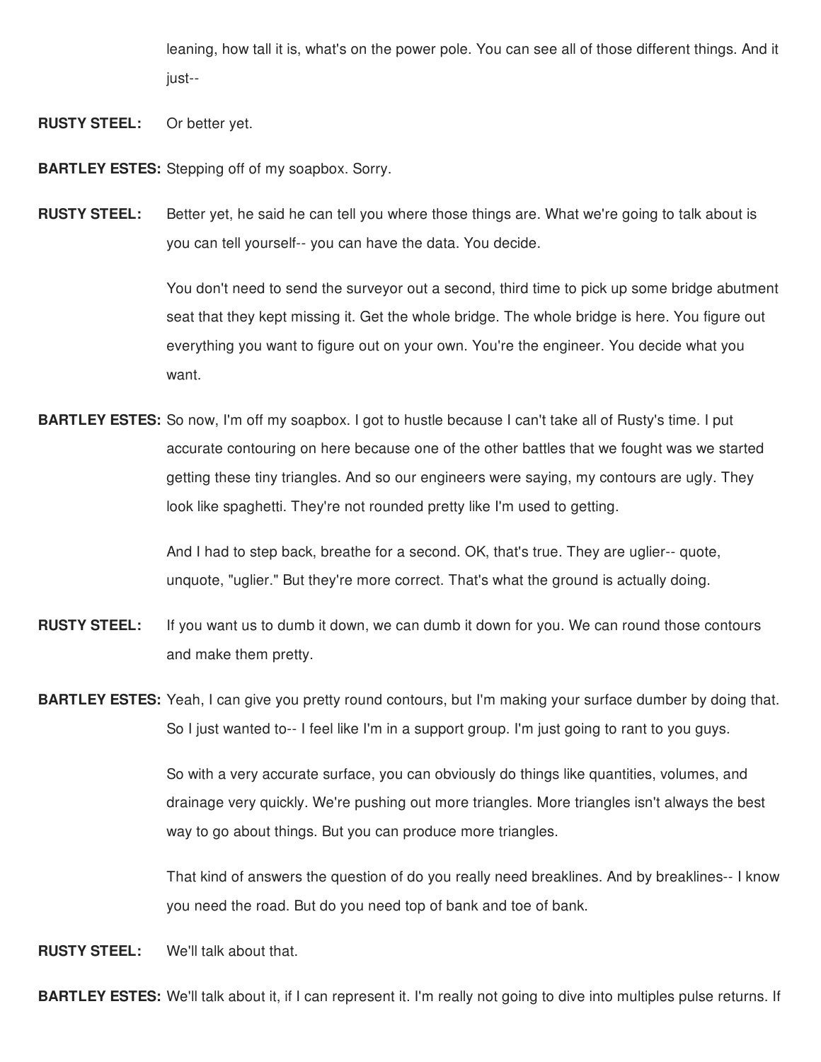leaning, how tall it is, what's on the power pole. You can see all of those different things. And it just--

**RUSTY STEEL:** Or better yet.

**BARTLEY ESTES:** Stepping off of my soapbox. Sorry.

**RUSTY STEEL:** Better yet, he said he can tell you where those things are. What we're going to talk about is you can tell yourself-- you can have the data. You decide.

You don't need to send the surveyor out a second, third time to pick up some bridge abutment seat that they kept missing it. Get the whole bridge. The whole bridge is here. You figure out everything you want to figure out on your own. You're the engineer. You decide what you want.

**BARTLEY ESTES:** So now, I'm off my soapbox. I got to hustle because I can't take all of Rusty's time. I put accurate contouring on here because one of the other battles that we fought was we started getting these tiny triangles. And so our engineers were saying, my contours are ugly. They look like spaghetti. They're not rounded pretty like I'm used to getting.

And I had to step back, breathe for a second. OK, that's true. They are uglier-- quote, unquote, "uglier." But they're more correct. That's what the ground is actually doing.

**RUSTY STEEL:** If you want us to dumb it down, we can dumb it down for you. We can round those contours and make them pretty.

**BARTLEY ESTES:** Yeah, I can give you pretty round contours, but I'm making your surface dumber by doing that. So I just wanted to-- I feel like I'm in a support group. I'm just going to rant to you guys.

So with a very accurate surface, you can obviously do things like quantities, volumes, and drainage very quickly. We're pushing out more triangles. More triangles isn't always the best way to go about things. But you can produce more triangles.

That kind of answers the question of do you really need breaklines. And by breaklines-- I know you need the road. But do you need top of bank and toe of bank.

**RUSTY STEEL:** We'll talk about that.

**BARTLEY ESTES:** We'll talk about it, if I can represent it. I'm really not going to dive into multiples pulse returns. If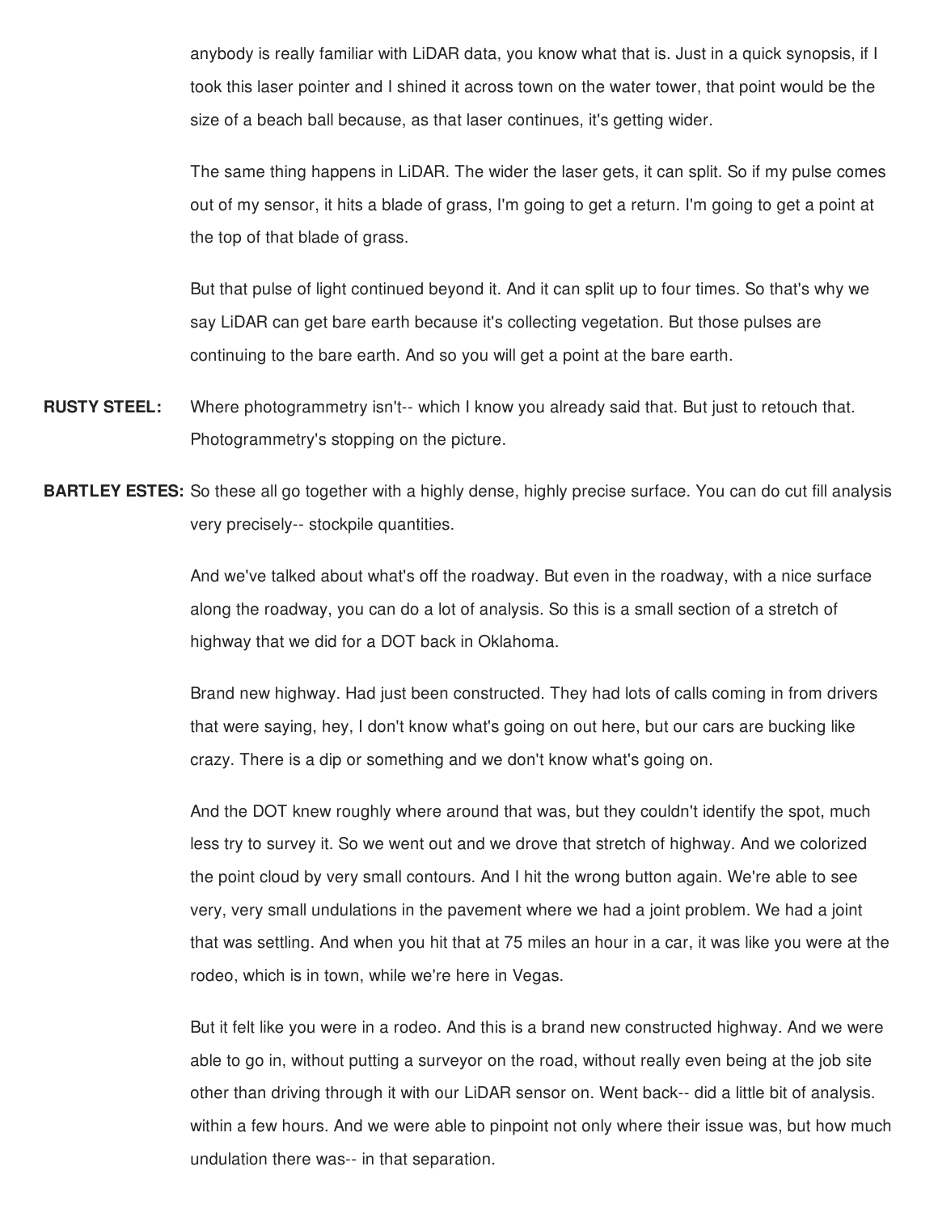anybody is really familiar with LiDAR data, you know what that is. Just in a quick synopsis, if I took this laser pointer and I shined it across town on the water tower, that point would be the size of a beach ball because, as that laser continues, it's getting wider.

The same thing happens in LiDAR. The wider the laser gets, it can split. So if my pulse comes out of my sensor, it hits a blade of grass, I'm going to get a return. I'm going to get a point at the top of that blade of grass.

But that pulse of light continued beyond it. And it can split up to four times. So that's why we say LiDAR can get bare earth because it's collecting vegetation. But those pulses are continuing to the bare earth. And so you will get a point at the bare earth.

**RUSTY STEEL:** Where photogrammetry isn't-- which I know you already said that. But just to retouch that. Photogrammetry's stopping on the picture.

**BARTLEY ESTES:** So these all go together with a highly dense, highly precise surface. You can do cut fill analysis very precisely-- stockpile quantities.

And we've talked about what's off the roadway. But even in the roadway, with a nice surface along the roadway, you can do a lot of analysis. So this is a small section of a stretch of highway that we did for a DOT back in Oklahoma.

Brand new highway. Had just been constructed. They had lots of calls coming in from drivers that were saying, hey, I don't know what's going on out here, but our cars are bucking like crazy. There is a dip or something and we don't know what's going on.

And the DOT knew roughly where around that was, but they couldn't identify the spot, much less try to survey it. So we went out and we drove that stretch of highway. And we colorized the point cloud by very small contours. And I hit the wrong button again. We're able to see very, very small undulations in the pavement where we had a joint problem. We had a joint that was settling. And when you hit that at 75 miles an hour in a car, it was like you were at the rodeo, which is in town, while we're here in Vegas.

But it felt like you were in a rodeo. And this is a brand new constructed highway. And we were able to go in, without putting a surveyor on the road, without really even being at the job site other than driving through it with our LiDAR sensor on. Went back-- did a little bit of analysis. within a few hours. And we were able to pinpoint not only where their issue was, but how much undulation there was-- in that separation.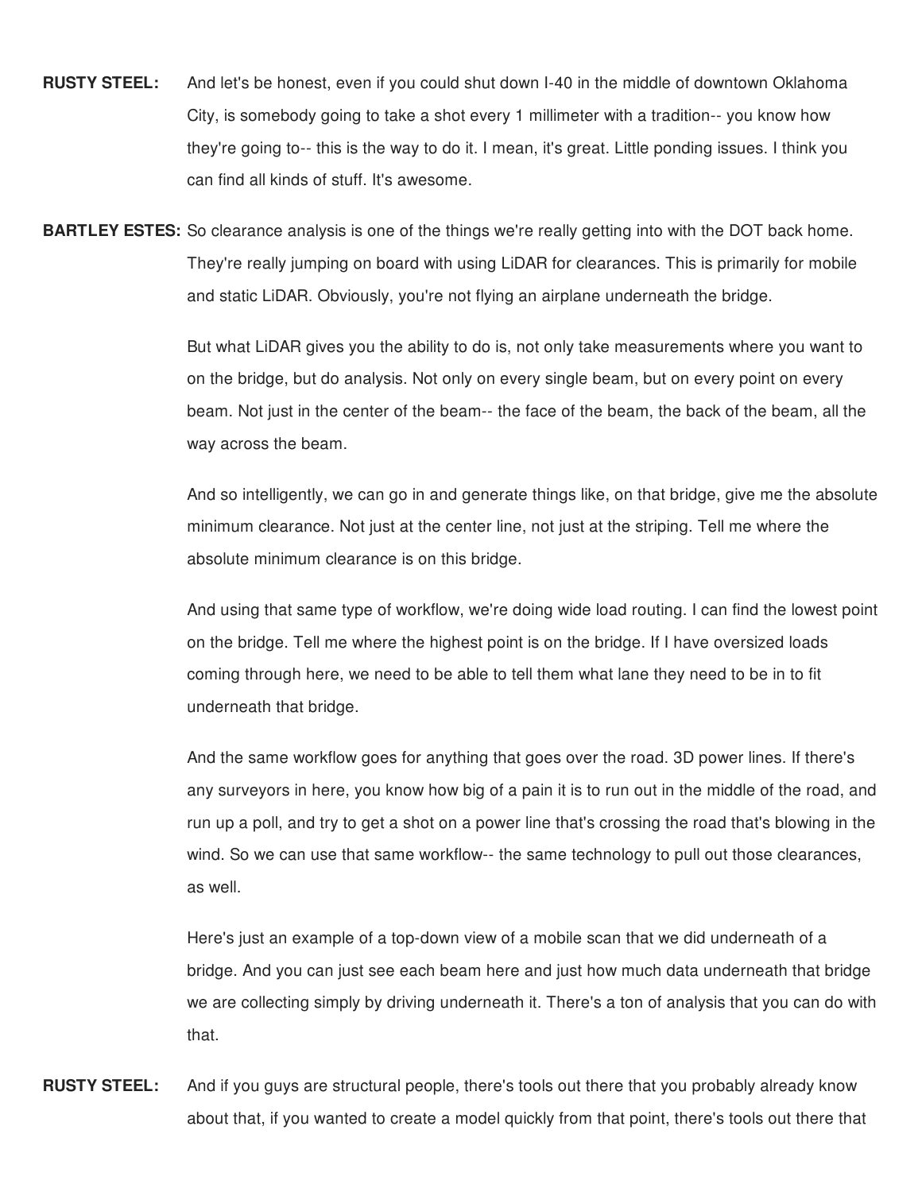**RUSTY STEEL:** And let's be honest, even if you could shut down I-40 in the middle of downtown Oklahoma City, is somebody going to take a shot every 1 millimeter with a tradition-- you know how they're going to-- this is the way to do it. I mean, it's great. Little ponding issues. I think you can find all kinds of stuff. It's awesome.

**BARTLEY ESTES:** So clearance analysis is one of the things we're really getting into with the DOT back home. They're really jumping on board with using LiDAR for clearances. This is primarily for mobile and static LiDAR. Obviously, you're not flying an airplane underneath the bridge.

But what LiDAR gives you the ability to do is, not only take measurements where you want to on the bridge, but do analysis. Not only on every single beam, but on every point on every beam. Not just in the center of the beam-- the face of the beam, the back of the beam, all the way across the beam.

And so intelligently, we can go in and generate things like, on that bridge, give me the absolute minimum clearance. Not just at the center line, not just at the striping. Tell me where the absolute minimum clearance is on this bridge.

And using that same type of workflow, we're doing wide load routing. I can find the lowest point on the bridge. Tell me where the highest point is on the bridge. If I have oversized loads coming through here, we need to be able to tell them what lane they need to be in to fit underneath that bridge.

And the same workflow goes for anything that goes over the road. 3D power lines. If there's any surveyors in here, you know how big of a pain it is to run out in the middle of the road, and run up a poll, and try to get a shot on a power line that's crossing the road that's blowing in the wind. So we can use that same workflow-- the same technology to pull out those clearances, as well.

Here's just an example of a top-down view of a mobile scan that we did underneath of a bridge. And you can just see each beam here and just how much data underneath that bridge we are collecting simply by driving underneath it. There's a ton of analysis that you can do with that.

**RUSTY STEEL:** And if you guys are structural people, there's tools out there that you probably already know about that, if you wanted to create a model quickly from that point, there's tools out there that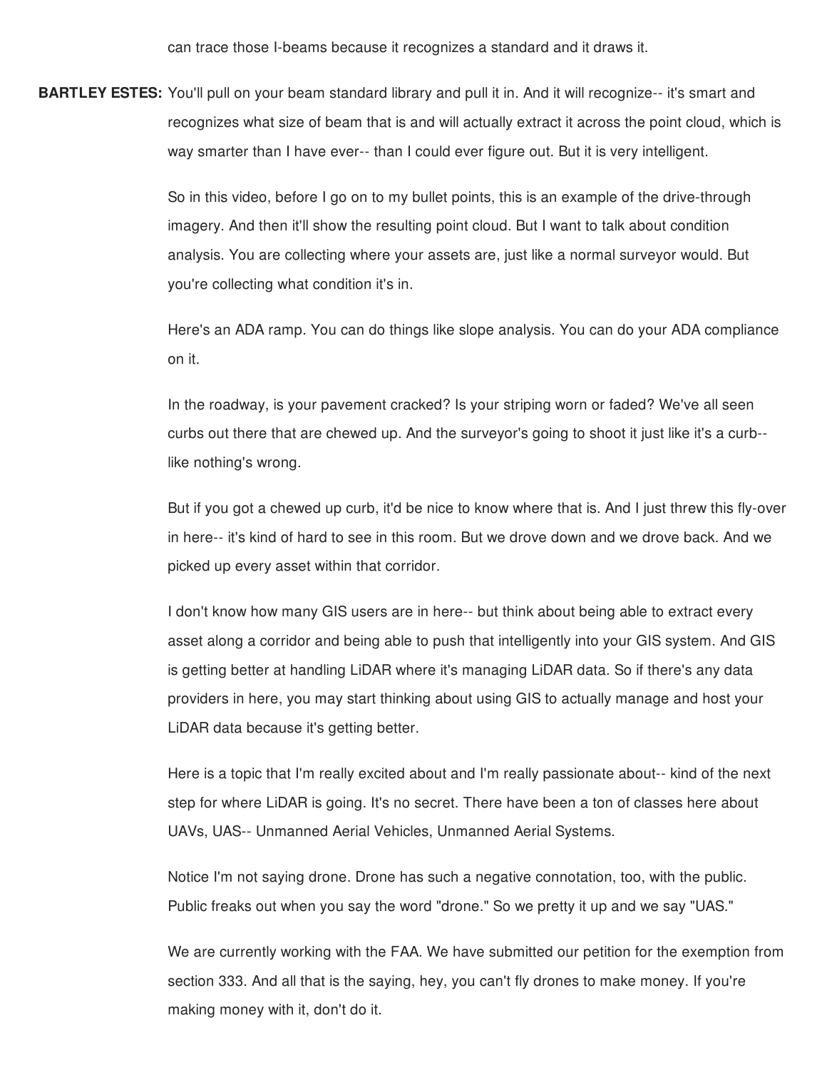can trace those I-beams because it recognizes a standard and it draws it.

**BARTLEY ESTES:** You'll pull on your beam standard library and pull it in. And it will recognize-- it's smart and recognizes what size of beam that is and will actually extract it across the point cloud, which is way smarter than I have ever-- than I could ever figure out. But it is very intelligent.

So in this video, before I go on to my bullet points, this is an example of the drive-through imagery. And then it'll show the resulting point cloud. But I want to talk about condition analysis. You are collecting where your assets are, just like a normal surveyor would. But you're collecting what condition it's in.

Here's an ADA ramp. You can do things like slope analysis. You can do your ADA compliance on it.

In the roadway, is your pavement cracked? Is your striping worn or faded? We've all seen curbs out there that are chewed up. And the surveyor's going to shoot it just like it's a curb-- like nothing's wrong.

But if you got a chewed up curb, it'd be nice to know where that is. And I just threw this fly-over in here-- it's kind of hard to see in this room. But we drove down and we drove back. And we picked up every asset within that corridor.

I don't know how many GIS users are in here-- but think about being able to extract every asset along a corridor and being able to push that intelligently into your GIS system. And GIS is getting better at handling LiDAR where it's managing LiDAR data. So if there's any data providers in here, you may start thinking about using GIS to actually manage and host your LiDAR data because it's getting better.

Here is a topic that I'm really excited about and I'm really passionate about-- kind of the next step for where LiDAR is going. It's no secret. There have been a ton of classes here about UAVs, UAS-- Unmanned Aerial Vehicles, Unmanned Aerial Systems.

Notice I'm not saying drone. Drone has such a negative connotation, too, with the public. Public freaks out when you say the word "drone." So we pretty it up and we say "UAS."

We are currently working with the FAA. We have submitted our petition for the exemption from section 333. And all that is the saying, hey, you can't fly drones to make money. If you're making money with it, don't do it.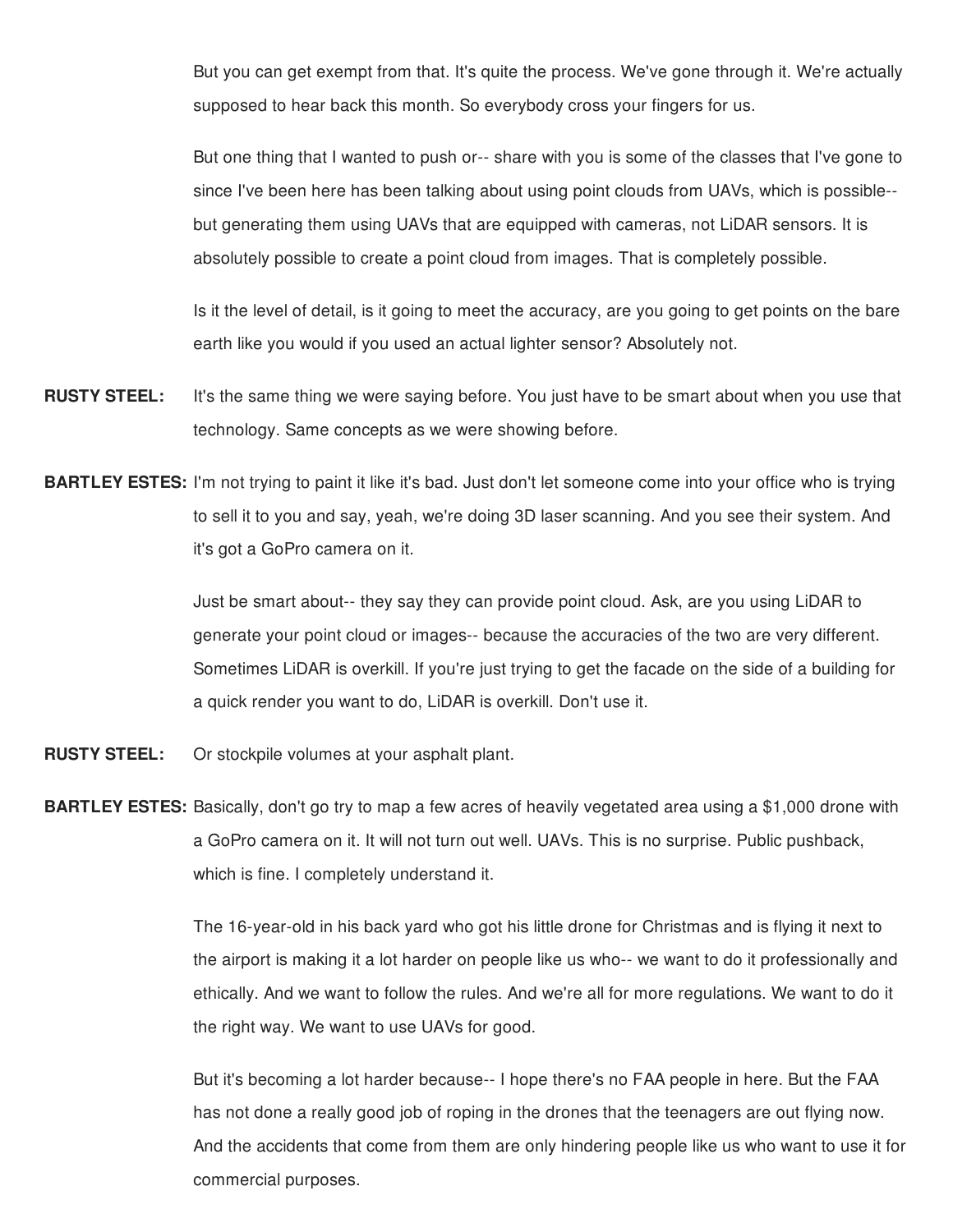But you can get exempt from that. It's quite the process. We've gone through it. We're actually supposed to hear back this month. So everybody cross your fingers for us.

But one thing that I wanted to push or-- share with you is some of the classes that I've gone to since I've been here has been talking about using point clouds from UAVs, which is possible-- but generating them using UAVs that are equipped with cameras, not LiDAR sensors. It is absolutely possible to create a point cloud from images. That is completely possible.

Is it the level of detail, is it going to meet the accuracy, are you going to get points on the bare earth like you would if you used an actual lighter sensor? Absolutely not.

**RUSTY STEEL:** It's the same thing we were saying before. You just have to be smart about when you use that technology. Same concepts as we were showing before.

**BARTLEY ESTES:** I'm not trying to paint it like it's bad. Just don't let someone come into your office who is trying to sell it to you and say, yeah, we're doing 3D laser scanning. And you see their system. And it's got a GoPro camera on it.

Just be smart about-- they say they can provide point cloud. Ask, are you using LiDAR to generate your point cloud or images-- because the accuracies of the two are very different. Sometimes LiDAR is overkill. If you're just trying to get the facade on the side of a building for a quick render you want to do, LiDAR is overkill. Don't use it.

**RUSTY STEEL:** Or stockpile volumes at your asphalt plant.

**BARTLEY ESTES:** Basically, don't go try to map a few acres of heavily vegetated area using a $1,000 drone with a GoPro camera on it. It will not turn out well. UAVs. This is no surprise. Public pushback, which is fine. I completely understand it.

The 16-year-old in his back yard who got his little drone for Christmas and is flying it next to the airport is making it a lot harder on people like us who-- we want to do it professionally and ethically. And we want to follow the rules. And we're all for more regulations. We want to do it the right way. We want to use UAVs for good.

But it's becoming a lot harder because-- I hope there's no FAA people in here. But the FAA has not done a really good job of roping in the drones that the teenagers are out flying now. And the accidents that come from them are only hindering people like us who want to use it for commercial purposes.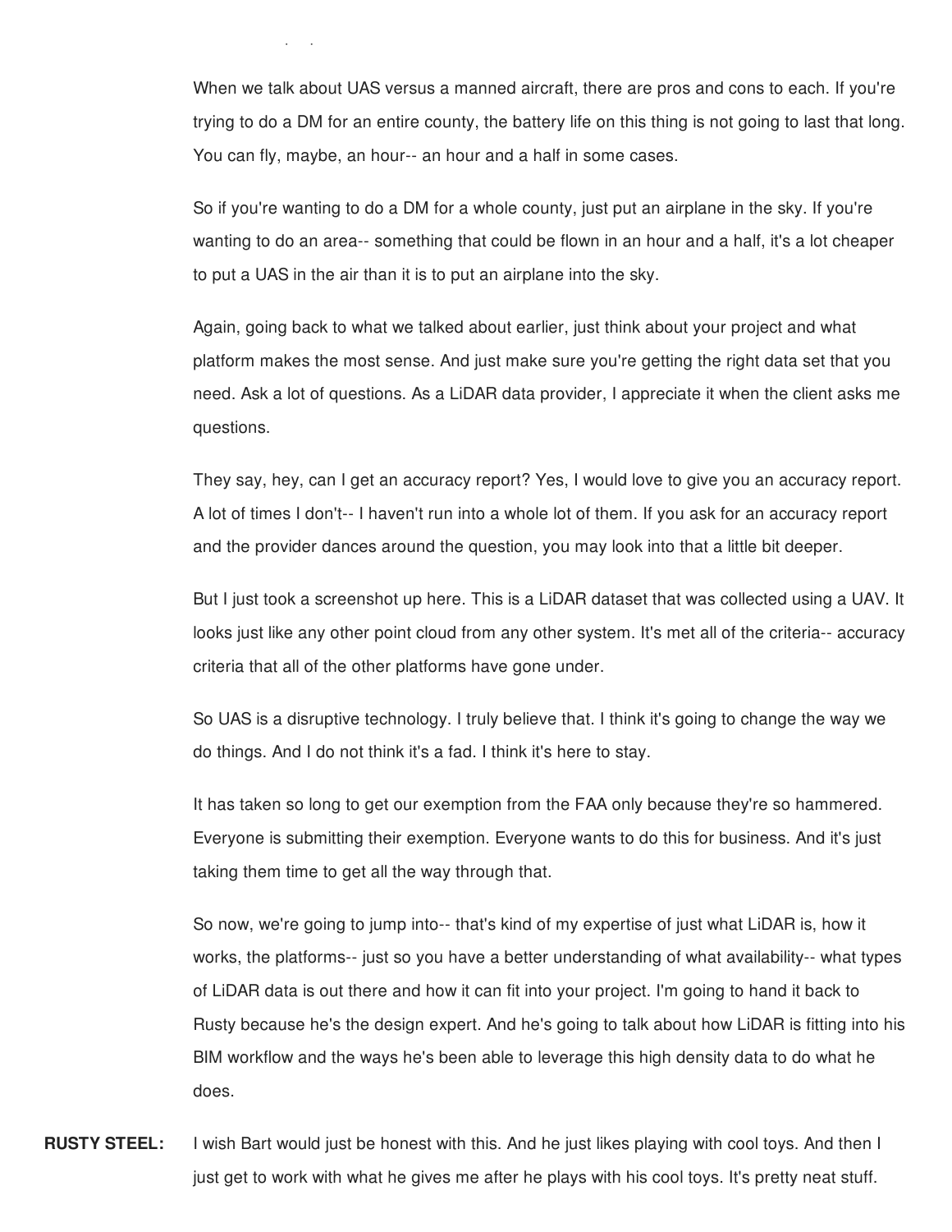When we talk about UAS versus a manned aircraft, there are pros and cons to each. If you're trying to do a DM for an entire county, the battery life on this thing is not going to last that long. You can fly, maybe, an hour-- an hour and a half in some cases.

So if you're wanting to do a DM for a whole county, just put an airplane in the sky. If you're wanting to do an area-- something that could be flown in an hour and a half, it's a lot cheaper to put a UAS in the air than it is to put an airplane into the sky.

Again, going back to what we talked about earlier, just think about your project and what platform makes the most sense. And just make sure you're getting the right data set that you need. Ask a lot of questions. As a LiDAR data provider, I appreciate it when the client asks me questions.

They say, hey, can I get an accuracy report? Yes, I would love to give you an accuracy report. A lot of times I don't-- I haven't run into a whole lot of them. If you ask for an accuracy report and the provider dances around the question, you may look into that a little bit deeper.

But I just took a screenshot up here. This is a LiDAR dataset that was collected using a UAV. It looks just like any other point cloud from any other system. It's met all of the criteria-- accuracy criteria that all of the other platforms have gone under.

So UAS is a disruptive technology. I truly believe that. I think it's going to change the way we do things. And I do not think it's a fad. I think it's here to stay.

It has taken so long to get our exemption from the FAA only because they're so hammered. Everyone is submitting their exemption. Everyone wants to do this for business. And it's just taking them time to get all the way through that.

So now, we're going to jump into-- that's kind of my expertise of just what LiDAR is, how it works, the platforms-- just so you have a better understanding of what availability-- what types of LiDAR data is out there and how it can fit into your project. I'm going to hand it back to Rusty because he's the design expert. And he's going to talk about how LiDAR is fitting into his BIM workflow and the ways he's been able to leverage this high density data to do what he does.

**RUSTY STEEL:** I wish Bart would just be honest with this. And he just likes playing with cool toys. And then I just get to work with what he gives me after he plays with his cool toys. It's pretty neat stuff.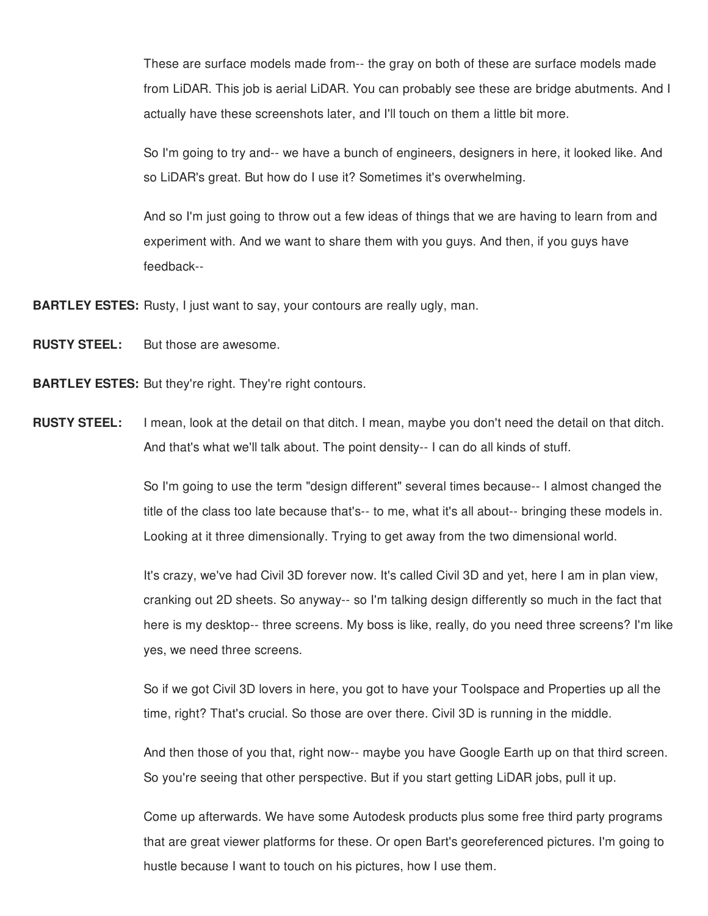These are surface models made from-- the gray on both of these are surface models made from LiDAR. This job is aerial LiDAR. You can probably see these are bridge abutments. And I actually have these screenshots later, and I'll touch on them a little bit more.

So I'm going to try and-- we have a bunch of engineers, designers in here, it looked like. And so LiDAR's great. But how do I use it? Sometimes it's overwhelming.

And so I'm just going to throw out a few ideas of things that we are having to learn from and experiment with. And we want to share them with you guys. And then, if you guys have feedback--

**BARTLEY ESTES:** Rusty, I just want to say, your contours are really ugly, man.

**RUSTY STEEL:** But those are awesome.

**BARTLEY ESTES:** But they're right. They're right contours.

**RUSTY STEEL:** I mean, look at the detail on that ditch. I mean, maybe you don't need the detail on that ditch. And that's what we'll talk about. The point density-- I can do all kinds of stuff.

So I'm going to use the term "design different" several times because-- I almost changed the title of the class too late because that's-- to me, what it's all about-- bringing these models in. Looking at it three dimensionally. Trying to get away from the two dimensional world.

It's crazy, we've had Civil 3D forever now. It's called Civil 3D and yet, here I am in plan view, cranking out 2D sheets. So anyway-- so I'm talking design differently so much in the fact that here is my desktop-- three screens. My boss is like, really, do you need three screens? I'm like yes, we need three screens.

So if we got Civil 3D lovers in here, you got to have your Toolspace and Properties up all the time, right? That's crucial. So those are over there. Civil 3D is running in the middle.

And then those of you that, right now-- maybe you have Google Earth up on that third screen. So you're seeing that other perspective. But if you start getting LiDAR jobs, pull it up.

Come up afterwards. We have some Autodesk products plus some free third party programs that are great viewer platforms for these. Or open Bart's georeferenced pictures. I'm going to hustle because I want to touch on his pictures, how I use them.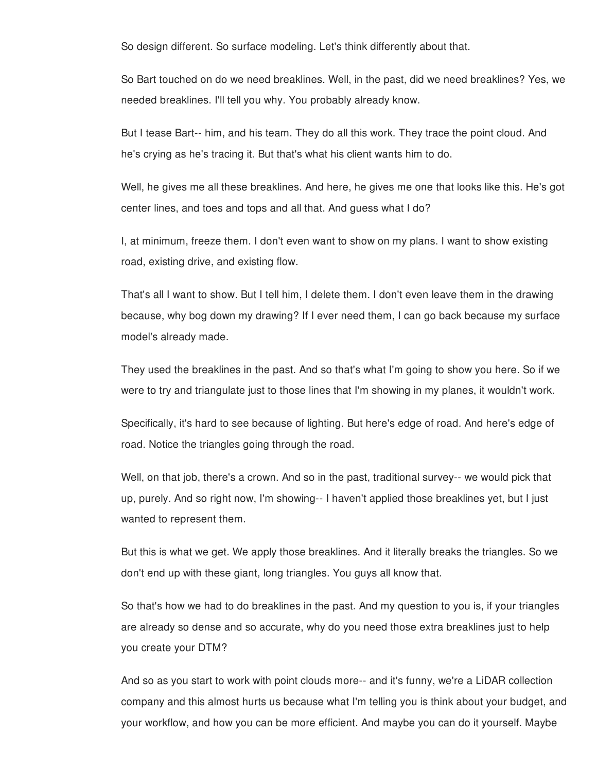So design different. So surface modeling. Let's think differently about that.

So Bart touched on do we need breaklines. Well, in the past, did we need breaklines? Yes, we needed breaklines. I'll tell you why. You probably already know.

But I tease Bart-- him, and his team. They do all this work. They trace the point cloud. And he's crying as he's tracing it. But that's what his client wants him to do.

Well, he gives me all these breaklines. And here, he gives me one that looks like this. He's got center lines, and toes and tops and all that. And guess what I do?

I, at minimum, freeze them. I don't even want to show on my plans. I want to show existing road, existing drive, and existing flow.

That's all I want to show. But I tell him, I delete them. I don't even leave them in the drawing because, why bog down my drawing? If I ever need them, I can go back because my surface model's already made.

They used the breaklines in the past. And so that's what I'm going to show you here. So if we were to try and triangulate just to those lines that I'm showing in my planes, it wouldn't work.

Specifically, it's hard to see because of lighting. But here's edge of road. And here's edge of road. Notice the triangles going through the road.

Well, on that job, there's a crown. And so in the past, traditional survey-- we would pick that up, purely. And so right now, I'm showing-- I haven't applied those breaklines yet, but I just wanted to represent them.

But this is what we get. We apply those breaklines. And it literally breaks the triangles. So we don't end up with these giant, long triangles. You guys all know that.

So that's how we had to do breaklines in the past. And my question to you is, if your triangles are already so dense and so accurate, why do you need those extra breaklines just to help you create your DTM?

And so as you start to work with point clouds more-- and it's funny, we're a LiDAR collection company and this almost hurts us because what I'm telling you is think about your budget, and your workflow, and how you can be more efficient. And maybe you can do it yourself. Maybe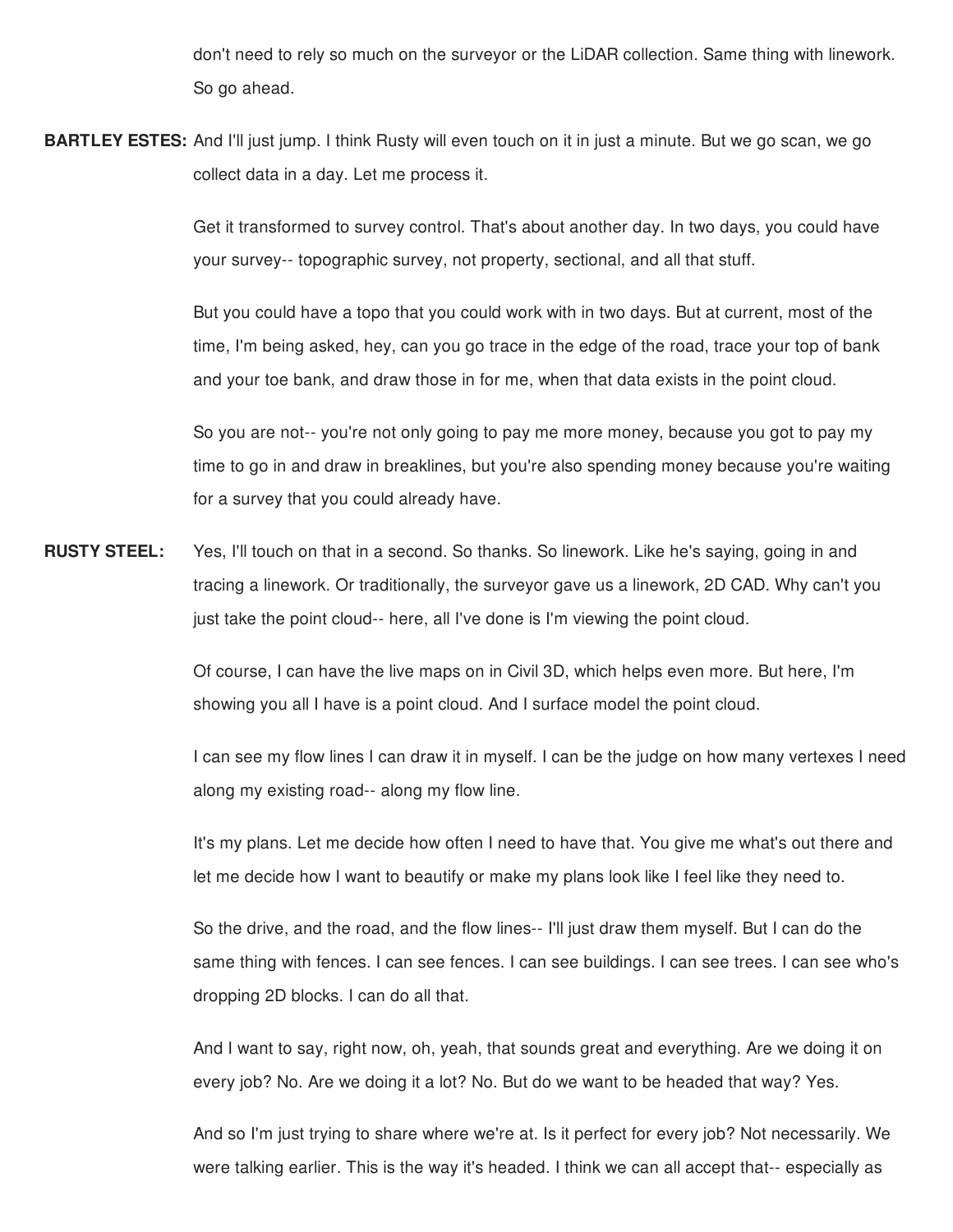don't need to rely so much on the surveyor or the LiDAR collection. Same thing with linework. So go ahead.

**BARTLEY ESTES:** And I'll just jump. I think Rusty will even touch on it in just a minute. But we go scan, we go collect data in a day. Let me process it.

Get it transformed to survey control. That's about another day. In two days, you could have your survey-- topographic survey, not property, sectional, and all that stuff.

But you could have a topo that you could work with in two days. But at current, most of the time, I'm being asked, hey, can you go trace in the edge of the road, trace your top of bank and your toe bank, and draw those in for me, when that data exists in the point cloud.

So you are not-- you're not only going to pay me more money, because you got to pay my time to go in and draw in breaklines, but you're also spending money because you're waiting for a survey that you could already have.

**RUSTY STEEL:** Yes, I'll touch on that in a second. So thanks. So linework. Like he's saying, going in and tracing a linework. Or traditionally, the surveyor gave us a linework, 2D CAD. Why can't you just take the point cloud-- here, all I've done is I'm viewing the point cloud.

Of course, I can have the live maps on in Civil 3D, which helps even more. But here, I'm showing you all I have is a point cloud. And I surface model the point cloud.

I can see my flow lines I can draw it in myself. I can be the judge on how many vertexes I need along my existing road-- along my flow line.

It's my plans. Let me decide how often I need to have that. You give me what's out there and let me decide how I want to beautify or make my plans look like I feel like they need to.

So the drive, and the road, and the flow lines-- I'll just draw them myself. But I can do the same thing with fences. I can see fences. I can see buildings. I can see trees. I can see who's dropping 2D blocks. I can do all that.

And I want to say, right now, oh, yeah, that sounds great and everything. Are we doing it on every job? No. Are we doing it a lot? No. But do we want to be headed that way? Yes.

And so I'm just trying to share where we're at. Is it perfect for every job? Not necessarily. We were talking earlier. This is the way it's headed. I think we can all accept that-- especially as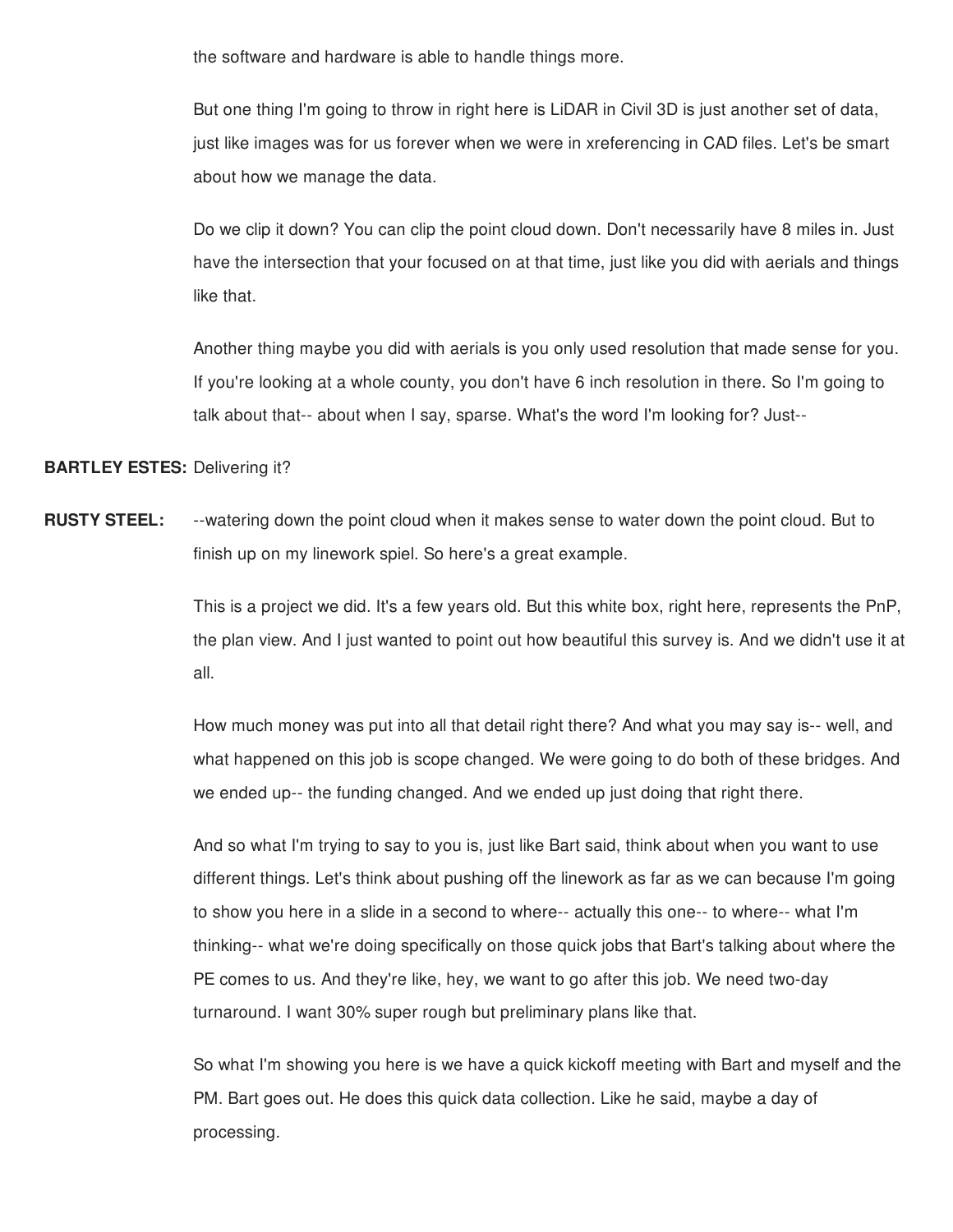the software and hardware is able to handle things more.

But one thing I'm going to throw in right here is LiDAR in Civil 3D is just another set of data, just like images was for us forever when we were in xreferencing in CAD files. Let's be smart about how we manage the data.

Do we clip it down? You can clip the point cloud down. Don't necessarily have 8 miles in. Just have the intersection that your focused on at that time, just like you did with aerials and things like that.

Another thing maybe you did with aerials is you only used resolution that made sense for you. If you're looking at a whole county, you don't have 6 inch resolution in there. So I'm going to talk about that-- about when I say, sparse. What's the word I'm looking for? Just--

**BARTLEY ESTES:** Delivering it?

**RUSTY STEEL:** --watering down the point cloud when it makes sense to water down the point cloud. But to finish up on my linework spiel. So here's a great example.

This is a project we did. It's a few years old. But this white box, right here, represents the PnP, the plan view. And I just wanted to point out how beautiful this survey is. And we didn't use it at all.

How much money was put into all that detail right there? And what you may say is-- well, and what happened on this job is scope changed. We were going to do both of these bridges. And we ended up-- the funding changed. And we ended up just doing that right there.

And so what I'm trying to say to you is, just like Bart said, think about when you want to use different things. Let's think about pushing off the linework as far as we can because I'm going to show you here in a slide in a second to where-- actually this one-- to where-- what I'm thinking-- what we're doing specifically on those quick jobs that Bart's talking about where the PE comes to us. And they're like, hey, we want to go after this job. We need two-day turnaround. I want 30% super rough but preliminary plans like that.

So what I'm showing you here is we have a quick kickoff meeting with Bart and myself and the PM. Bart goes out. He does this quick data collection. Like he said, maybe a day of processing.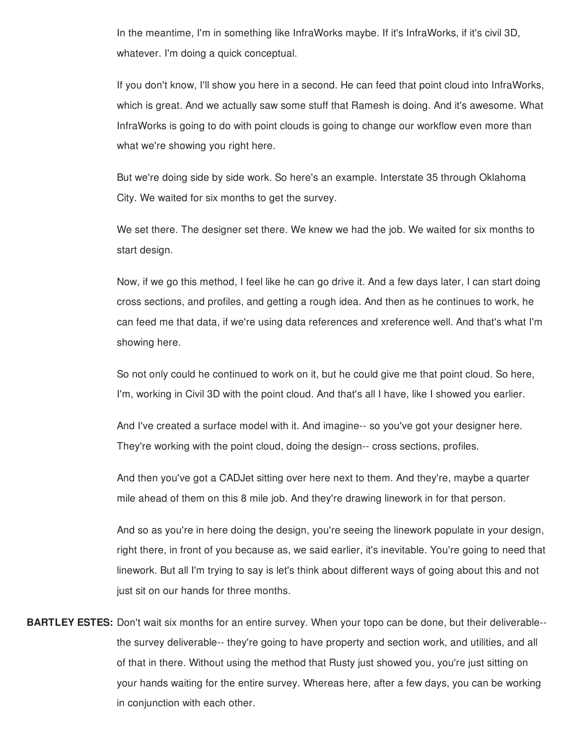In the meantime, I'm in something like InfraWorks maybe. If it's InfraWorks, if it's civil 3D, whatever. I'm doing a quick conceptual.

If you don't know, I'll show you here in a second. He can feed that point cloud into InfraWorks, which is great. And we actually saw some stuff that Ramesh is doing. And it's awesome. What InfraWorks is going to do with point clouds is going to change our workflow even more than what we're showing you right here.

But we're doing side by side work. So here's an example. Interstate 35 through Oklahoma City. We waited for six months to get the survey.

We set there. The designer set there. We knew we had the job. We waited for six months to start design.

Now, if we go this method, I feel like he can go drive it. And a few days later, I can start doing cross sections, and profiles, and getting a rough idea. And then as he continues to work, he can feed me that data, if we're using data references and xreference well. And that's what I'm showing here.

So not only could he continued to work on it, but he could give me that point cloud. So here, I'm, working in Civil 3D with the point cloud. And that's all I have, like I showed you earlier.

And I've created a surface model with it. And imagine-- so you've got your designer here. They're working with the point cloud, doing the design-- cross sections, profiles.

And then you've got a CADJet sitting over here next to them. And they're, maybe a quarter mile ahead of them on this 8 mile job. And they're drawing linework in for that person.

And so as you're in here doing the design, you're seeing the linework populate in your design, right there, in front of you because as, we said earlier, it's inevitable. You're going to need that linework. But all I'm trying to say is let's think about different ways of going about this and not just sit on our hands for three months.

**BARTLEY ESTES:** Don't wait six months for an entire survey. When your topo can be done, but their deliverable-- the survey deliverable-- they're going to have property and section work, and utilities, and all of that in there. Without using the method that Rusty just showed you, you're just sitting on your hands waiting for the entire survey. Whereas here, after a few days, you can be working in conjunction with each other.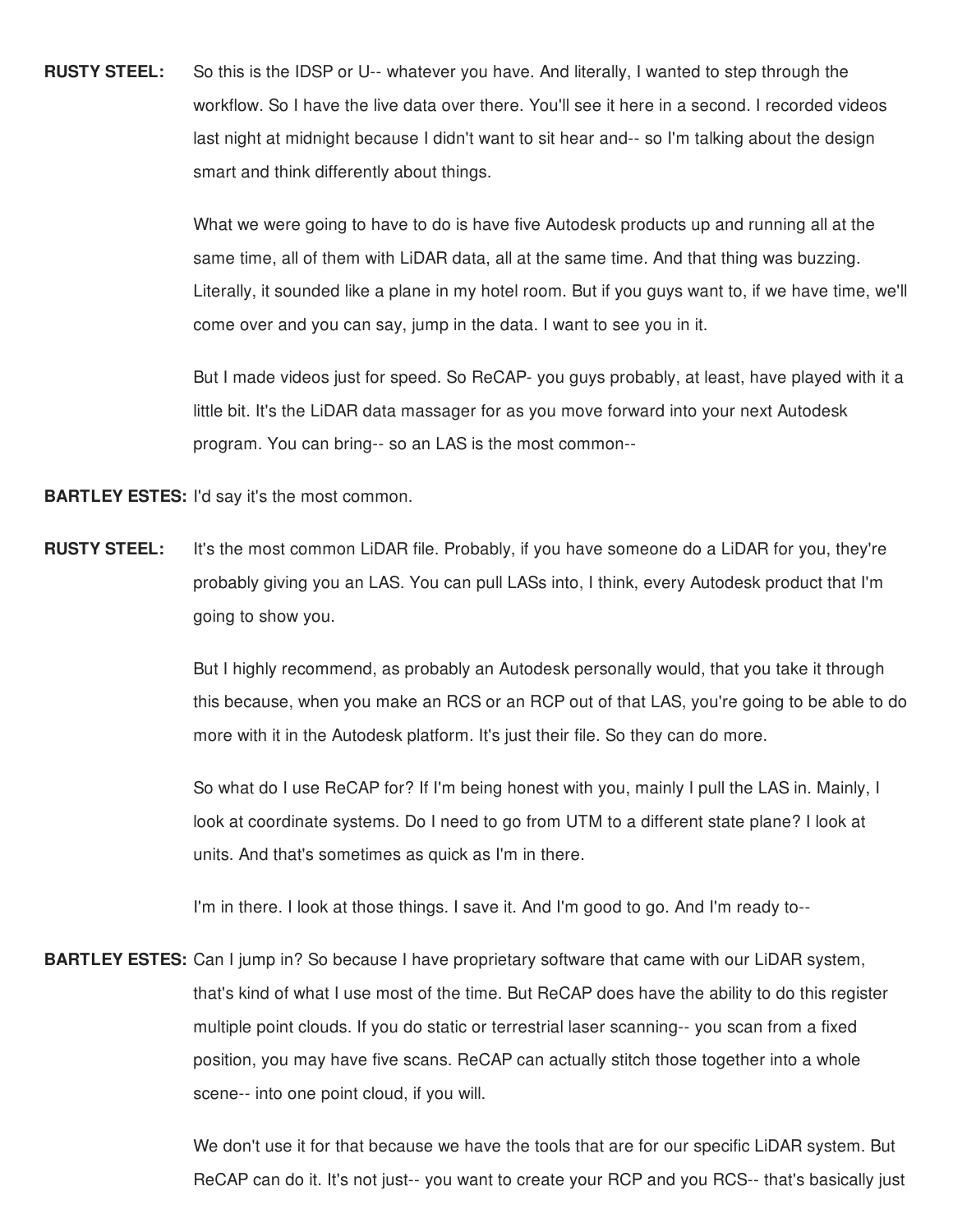**RUSTY STEEL:** So this is the IDSP or U-- whatever you have. And literally, I wanted to step through the workflow. So I have the live data over there. You'll see it here in a second. I recorded videos last night at midnight because I didn't want to sit hear and-- so I'm talking about the design smart and think differently about things.

What we were going to have to do is have five Autodesk products up and running all at the same time, all of them with LiDAR data, all at the same time. And that thing was buzzing. Literally, it sounded like a plane in my hotel room. But if you guys want to, if we have time, we'll come over and you can say, jump in the data. I want to see you in it.

But I made videos just for speed. So ReCAP- you guys probably, at least, have played with it a little bit. It's the LiDAR data massager for as you move forward into your next Autodesk program. You can bring-- so an LAS is the most common--

**BARTLEY ESTES:** I'd say it's the most common.

**RUSTY STEEL:** It's the most common LiDAR file. Probably, if you have someone do a LiDAR for you, they're probably giving you an LAS. You can pull LASs into, I think, every Autodesk product that I'm going to show you.

But I highly recommend, as probably an Autodesk personally would, that you take it through this because, when you make an RCS or an RCP out of that LAS, you're going to be able to do more with it in the Autodesk platform. It's just their file. So they can do more.

So what do I use ReCAP for? If I'm being honest with you, mainly I pull the LAS in. Mainly, I look at coordinate systems. Do I need to go from UTM to a different state plane? I look at units. And that's sometimes as quick as I'm in there.

I'm in there. I look at those things. I save it. And I'm good to go. And I'm ready to--

**BARTLEY ESTES:** Can I jump in? So because I have proprietary software that came with our LiDAR system, that's kind of what I use most of the time. But ReCAP does have the ability to do this register multiple point clouds. If you do static or terrestrial laser scanning-- you scan from a fixed position, you may have five scans. ReCAP can actually stitch those together into a whole scene-- into one point cloud, if you will.

We don't use it for that because we have the tools that are for our specific LiDAR system. But ReCAP can do it. It's not just-- you want to create your RCP and you RCS-- that's basically just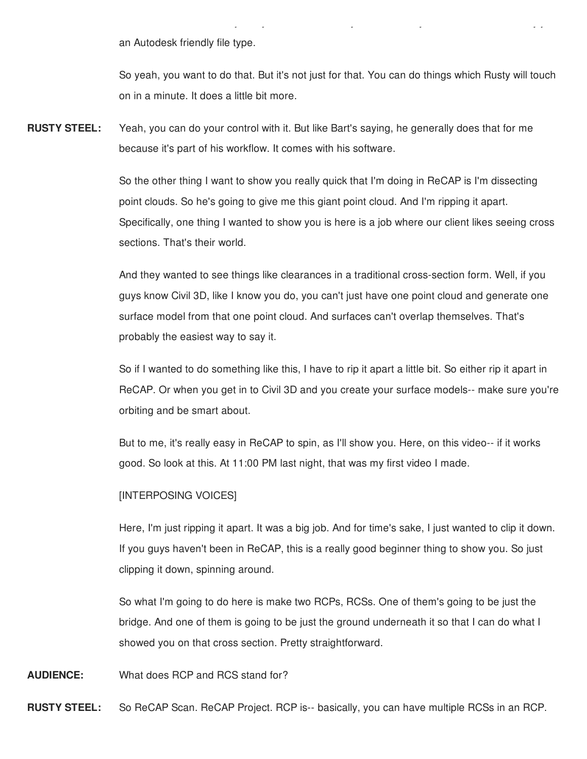an Autodesk friendly file type.

So yeah, you want to do that. But it's not just for that. You can do things which Rusty will touch on in a minute. It does a little bit more.

**RUSTY STEEL:** Yeah, you can do your control with it. But like Bart's saying, he generally does that for me because it's part of his workflow. It comes with his software.

So the other thing I want to show you really quick that I'm doing in ReCAP is I'm dissecting point clouds. So he's going to give me this giant point cloud. And I'm ripping it apart. Specifically, one thing I wanted to show you is here is a job where our client likes seeing cross sections. That's their world.

And they wanted to see things like clearances in a traditional cross-section form. Well, if you guys know Civil 3D, like I know you do, you can't just have one point cloud and generate one surface model from that one point cloud. And surfaces can't overlap themselves. That's probably the easiest way to say it.

So if I wanted to do something like this, I have to rip it apart a little bit. So either rip it apart in ReCAP. Or when you get in to Civil 3D and you create your surface models-- make sure you're orbiting and be smart about.

But to me, it's really easy in ReCAP to spin, as I'll show you. Here, on this video-- if it works good. So look at this. At 11:00 PM last night, that was my first video I made.

[INTERPOSING VOICES]

Here, I'm just ripping it apart. It was a big job. And for time's sake, I just wanted to clip it down. If you guys haven't been in ReCAP, this is a really good beginner thing to show you. So just clipping it down, spinning around.

So what I'm going to do here is make two RCPs, RCSs. One of them's going to be just the bridge. And one of them is going to be just the ground underneath it so that I can do what I showed you on that cross section. Pretty straightforward.

**AUDIENCE:** What does RCP and RCS stand for?

**RUSTY STEEL:** So ReCAP Scan. ReCAP Project. RCP is-- basically, you can have multiple RCSs in an RCP.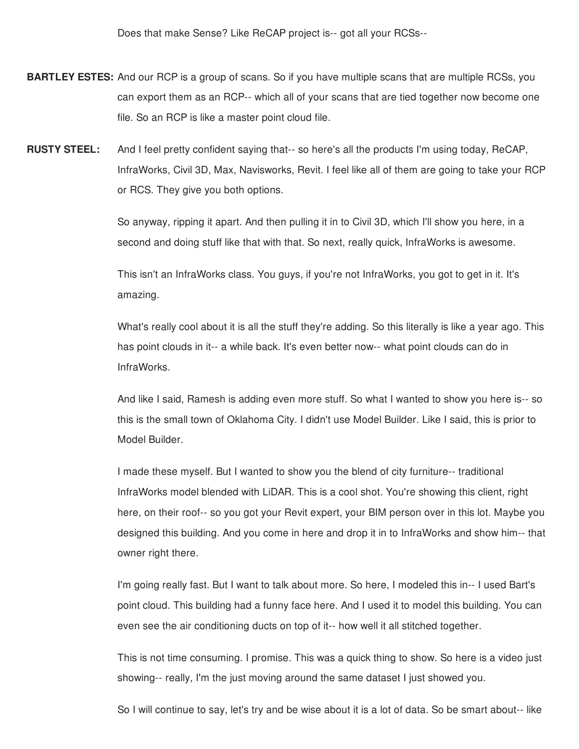Does that make Sense? Like ReCAP project is-- got all your RCSs--

**BARTLEY ESTES:** And our RCP is a group of scans. So if you have multiple scans that are multiple RCSs, you can export them as an RCP-- which all of your scans that are tied together now become one file. So an RCP is like a master point cloud file.

**RUSTY STEEL:** And I feel pretty confident saying that-- so here's all the products I'm using today, ReCAP, InfraWorks, Civil 3D, Max, Navisworks, Revit. I feel like all of them are going to take your RCP or RCS. They give you both options.

So anyway, ripping it apart. And then pulling it in to Civil 3D, which I'll show you here, in a second and doing stuff like that with that. So next, really quick, InfraWorks is awesome.

This isn't an InfraWorks class. You guys, if you're not InfraWorks, you got to get in it. It's amazing.

What's really cool about it is all the stuff they're adding. So this literally is like a year ago. This has point clouds in it-- a while back. It's even better now-- what point clouds can do in InfraWorks.

And like I said, Ramesh is adding even more stuff. So what I wanted to show you here is-- so this is the small town of Oklahoma City. I didn't use Model Builder. Like I said, this is prior to Model Builder.

I made these myself. But I wanted to show you the blend of city furniture-- traditional InfraWorks model blended with LiDAR. This is a cool shot. You're showing this client, right here, on their roof-- so you got your Revit expert, your BIM person over in this lot. Maybe you designed this building. And you come in here and drop it in to InfraWorks and show him-- that owner right there.

I'm going really fast. But I want to talk about more. So here, I modeled this in-- I used Bart's point cloud. This building had a funny face here. And I used it to model this building. You can even see the air conditioning ducts on top of it-- how well it all stitched together.

This is not time consuming. I promise. This was a quick thing to show. So here is a video just showing-- really, I'm the just moving around the same dataset I just showed you.

So I will continue to say, let's try and be wise about it is a lot of data. So be smart about-- like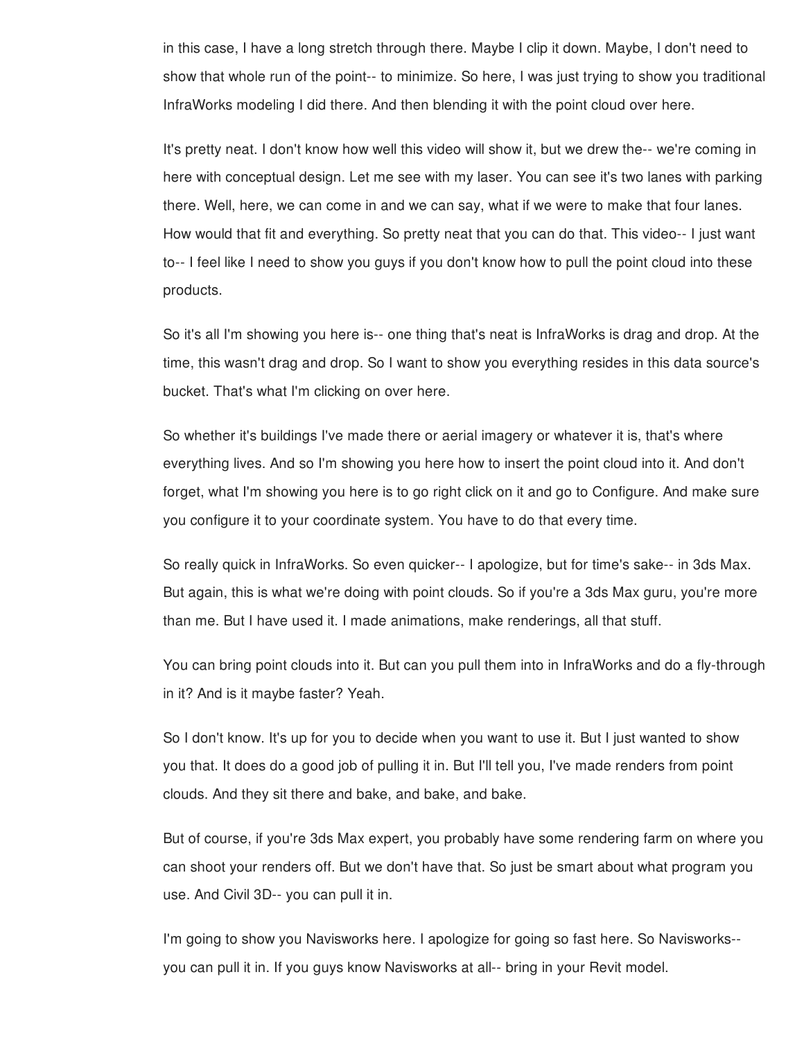in this case, I have a long stretch through there. Maybe I clip it down. Maybe, I don't need to show that whole run of the point-- to minimize. So here, I was just trying to show you traditional InfraWorks modeling I did there. And then blending it with the point cloud over here.

It's pretty neat. I don't know how well this video will show it, but we drew the-- we're coming in here with conceptual design. Let me see with my laser. You can see it's two lanes with parking there. Well, here, we can come in and we can say, what if we were to make that four lanes. How would that fit and everything. So pretty neat that you can do that. This video-- I just want to-- I feel like I need to show you guys if you don't know how to pull the point cloud into these products.

So it's all I'm showing you here is-- one thing that's neat is InfraWorks is drag and drop. At the time, this wasn't drag and drop. So I want to show you everything resides in this data source's bucket. That's what I'm clicking on over here.

So whether it's buildings I've made there or aerial imagery or whatever it is, that's where everything lives. And so I'm showing you here how to insert the point cloud into it. And don't forget, what I'm showing you here is to go right click on it and go to Configure. And make sure you configure it to your coordinate system. You have to do that every time.

So really quick in InfraWorks. So even quicker-- I apologize, but for time's sake-- in 3ds Max. But again, this is what we're doing with point clouds. So if you're a 3ds Max guru, you're more than me. But I have used it. I made animations, make renderings, all that stuff.

You can bring point clouds into it. But can you pull them into in InfraWorks and do a fly-through in it? And is it maybe faster? Yeah.

So I don't know. It's up for you to decide when you want to use it. But I just wanted to show you that. It does do a good job of pulling it in. But I'll tell you, I've made renders from point clouds. And they sit there and bake, and bake, and bake.

But of course, if you're 3ds Max expert, you probably have some rendering farm on where you can shoot your renders off. But we don't have that. So just be smart about what program you use. And Civil 3D-- you can pull it in.

I'm going to show you Navisworks here. I apologize for going so fast here. So Navisworks-- you can pull it in. If you guys know Navisworks at all-- bring in your Revit model.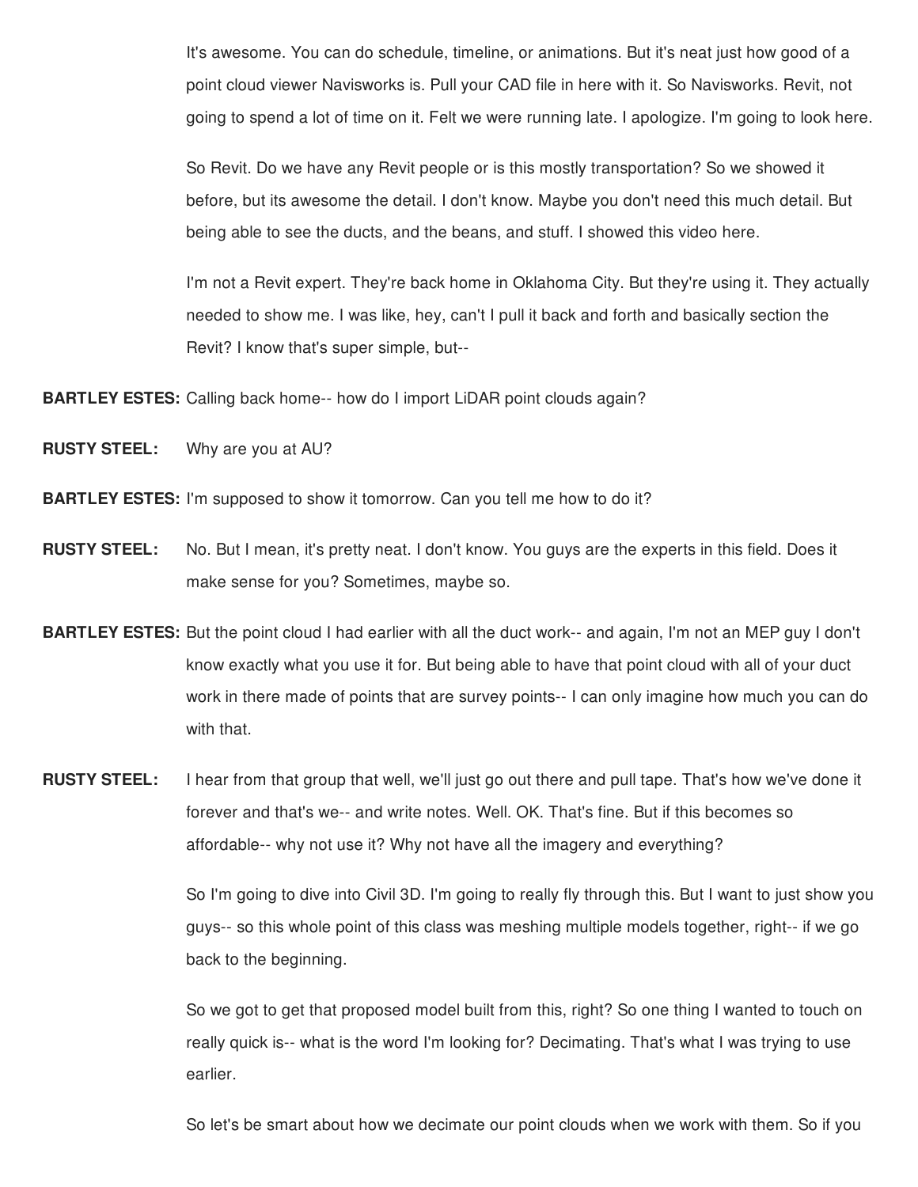It's awesome. You can do schedule, timeline, or animations. But it's neat just how good of a point cloud viewer Navisworks is. Pull your CAD file in here with it. So Navisworks. Revit, not going to spend a lot of time on it. Felt we were running late. I apologize. I'm going to look here.

So Revit. Do we have any Revit people or is this mostly transportation? So we showed it before, but its awesome the detail. I don't know. Maybe you don't need this much detail. But being able to see the ducts, and the beans, and stuff. I showed this video here.

I'm not a Revit expert. They're back home in Oklahoma City. But they're using it. They actually needed to show me. I was like, hey, can't I pull it back and forth and basically section the Revit? I know that's super simple, but--

**BARTLEY ESTES:** Calling back home-- how do I import LiDAR point clouds again?

**RUSTY STEEL:** Why are you at AU?

**BARTLEY ESTES:** I'm supposed to show it tomorrow. Can you tell me how to do it?

**RUSTY STEEL:** No. But I mean, it's pretty neat. I don't know. You guys are the experts in this field. Does it make sense for you? Sometimes, maybe so.

**BARTLEY ESTES:** But the point cloud I had earlier with all the duct work-- and again, I'm not an MEP guy I don't know exactly what you use it for. But being able to have that point cloud with all of your duct work in there made of points that are survey points-- I can only imagine how much you can do with that.

**RUSTY STEEL:** I hear from that group that well, we'll just go out there and pull tape. That's how we've done it forever and that's we-- and write notes. Well. OK. That's fine. But if this becomes so affordable-- why not use it? Why not have all the imagery and everything?

So I'm going to dive into Civil 3D. I'm going to really fly through this. But I want to just show you guys-- so this whole point of this class was meshing multiple models together, right-- if we go back to the beginning.

So we got to get that proposed model built from this, right? So one thing I wanted to touch on really quick is-- what is the word I'm looking for? Decimating. That's what I was trying to use earlier.

So let's be smart about how we decimate our point clouds when we work with them. So if you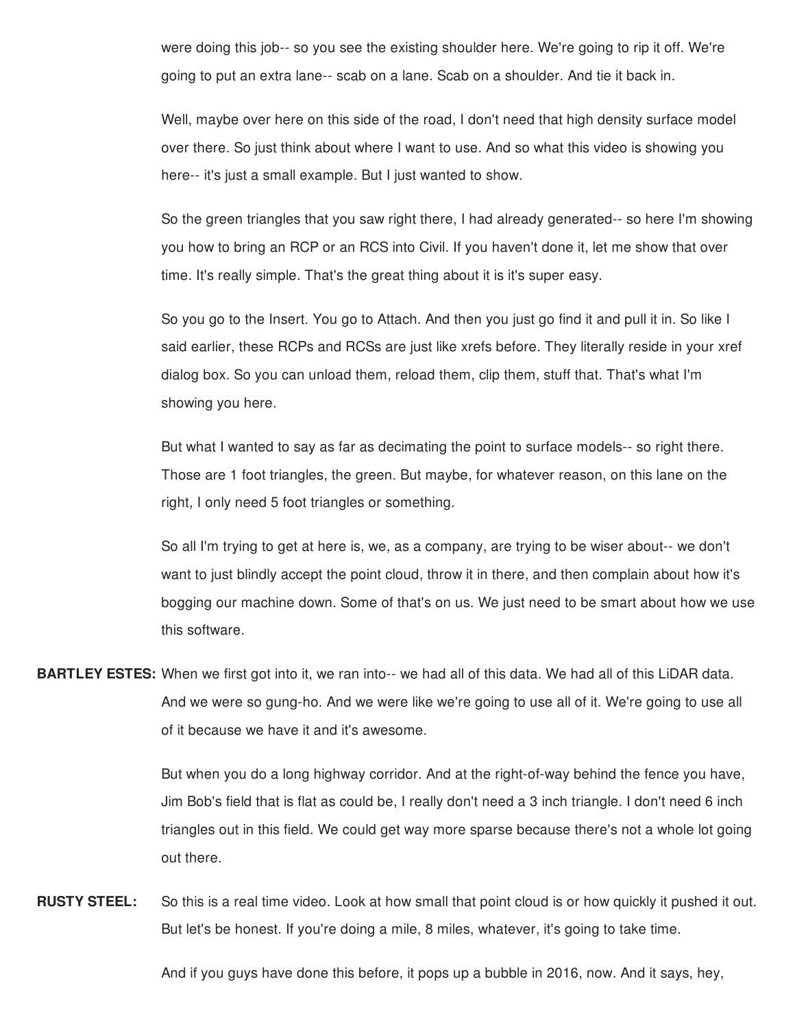were doing this job-- so you see the existing shoulder here. We're going to rip it off. We're going to put an extra lane-- scab on a lane. Scab on a shoulder. And tie it back in.

Well, maybe over here on this side of the road, I don't need that high density surface model over there. So just think about where I want to use. And so what this video is showing you here-- it's just a small example. But I just wanted to show.

So the green triangles that you saw right there, I had already generated-- so here I'm showing you how to bring an RCP or an RCS into Civil. If you haven't done it, let me show that over time. It's really simple. That's the great thing about it is it's super easy.

So you go to the Insert. You go to Attach. And then you just go find it and pull it in. So like I said earlier, these RCPs and RCSs are just like xrefs before. They literally reside in your xref dialog box. So you can unload them, reload them, clip them, stuff that. That's what I'm showing you here.

But what I wanted to say as far as decimating the point to surface models-- so right there. Those are 1 foot triangles, the green. But maybe, for whatever reason, on this lane on the right, I only need 5 foot triangles or something.

So all I'm trying to get at here is, we, as a company, are trying to be wiser about-- we don't want to just blindly accept the point cloud, throw it in there, and then complain about how it's bogging our machine down. Some of that's on us. We just need to be smart about how we use this software.

**BARTLEY ESTES:** When we first got into it, we ran into-- we had all of this data. We had all of this LiDAR data. And we were so gung-ho. And we were like we're going to use all of it. We're going to use all of it because we have it and it's awesome.

But when you do a long highway corridor. And at the right-of-way behind the fence you have, Jim Bob's field that is flat as could be, I really don't need a 3 inch triangle. I don't need 6 inch triangles out in this field. We could get way more sparse because there's not a whole lot going out there.

**RUSTY STEEL:** So this is a real time video. Look at how small that point cloud is or how quickly it pushed it out. But let's be honest. If you're doing a mile, 8 miles, whatever, it's going to take time.

And if you guys have done this before, it pops up a bubble in 2016, now. And it says, hey,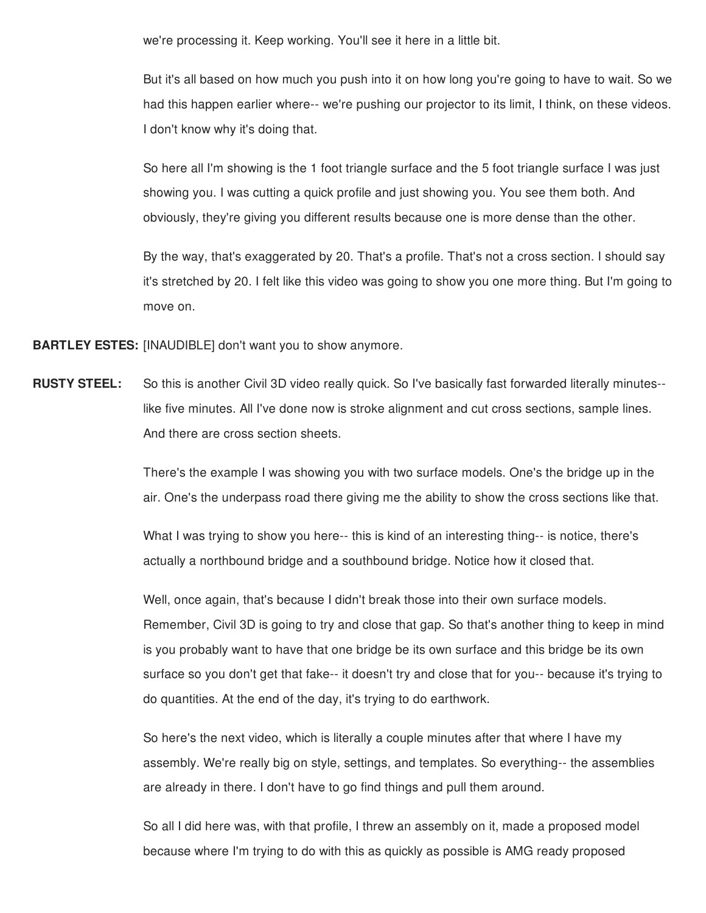we're processing it. Keep working. You'll see it here in a little bit.

But it's all based on how much you push into it on how long you're going to have to wait. So we had this happen earlier where-- we're pushing our projector to its limit, I think, on these videos. I don't know why it's doing that.

So here all I'm showing is the 1 foot triangle surface and the 5 foot triangle surface I was just showing you. I was cutting a quick profile and just showing you. You see them both. And obviously, they're giving you different results because one is more dense than the other.

By the way, that's exaggerated by 20. That's a profile. That's not a cross section. I should say it's stretched by 20. I felt like this video was going to show you one more thing. But I'm going to move on.

**BARTLEY ESTES:** [INAUDIBLE] don't want you to show anymore.

**RUSTY STEEL:** So this is another Civil 3D video really quick. So I've basically fast forwarded literally minutes-- like five minutes. All I've done now is stroke alignment and cut cross sections, sample lines. And there are cross section sheets.

There's the example I was showing you with two surface models. One's the bridge up in the air. One's the underpass road there giving me the ability to show the cross sections like that.

What I was trying to show you here-- this is kind of an interesting thing-- is notice, there's actually a northbound bridge and a southbound bridge. Notice how it closed that.

Well, once again, that's because I didn't break those into their own surface models. Remember, Civil 3D is going to try and close that gap. So that's another thing to keep in mind is you probably want to have that one bridge be its own surface and this bridge be its own surface so you don't get that fake-- it doesn't try and close that for you-- because it's trying to do quantities. At the end of the day, it's trying to do earthwork.

So here's the next video, which is literally a couple minutes after that where I have my assembly. We're really big on style, settings, and templates. So everything-- the assemblies are already in there. I don't have to go find things and pull them around.

So all I did here was, with that profile, I threw an assembly on it, made a proposed model because where I'm trying to do with this as quickly as possible is AMG ready proposed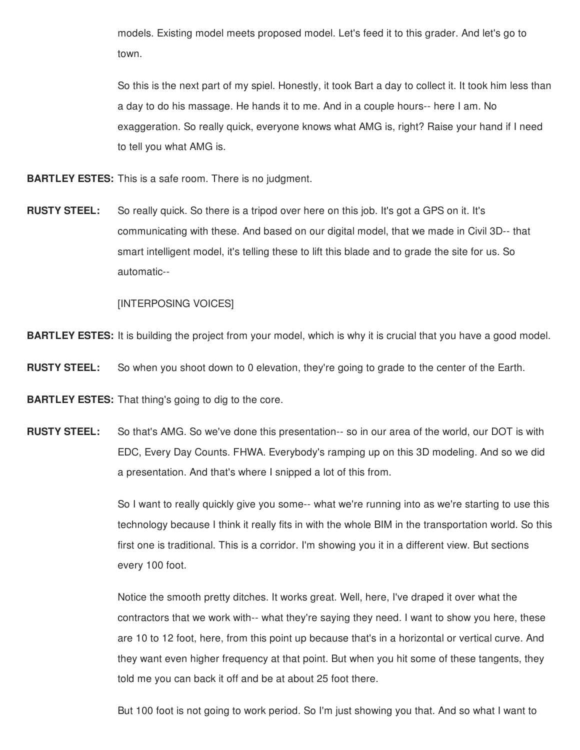models. Existing model meets proposed model. Let's feed it to this grader. And let's go to town.

So this is the next part of my spiel. Honestly, it took Bart a day to collect it. It took him less than a day to do his massage. He hands it to me. And in a couple hours-- here I am. No exaggeration. So really quick, everyone knows what AMG is, right? Raise your hand if I need to tell you what AMG is.

**BARTLEY ESTES:** This is a safe room. There is no judgment.

**RUSTY STEEL:** So really quick. So there is a tripod over here on this job. It's got a GPS on it. It's communicating with these. And based on our digital model, that we made in Civil 3D-- that smart intelligent model, it's telling these to lift this blade and to grade the site for us. So automatic--

[INTERPOSING VOICES]

**BARTLEY ESTES:** It is building the project from your model, which is why it is crucial that you have a good model.

**RUSTY STEEL:** So when you shoot down to 0 elevation, they're going to grade to the center of the Earth.

**BARTLEY ESTES:** That thing's going to dig to the core.

**RUSTY STEEL:** So that's AMG. So we've done this presentation-- so in our area of the world, our DOT is with EDC, Every Day Counts. FHWA. Everybody's ramping up on this 3D modeling. And so we did a presentation. And that's where I snipped a lot of this from.

So I want to really quickly give you some-- what we're running into as we're starting to use this technology because I think it really fits in with the whole BIM in the transportation world. So this first one is traditional. This is a corridor. I'm showing you it in a different view. But sections every 100 foot.

Notice the smooth pretty ditches. It works great. Well, here, I've draped it over what the contractors that we work with-- what they're saying they need. I want to show you here, these are 10 to 12 foot, here, from this point up because that's in a horizontal or vertical curve. And they want even higher frequency at that point. But when you hit some of these tangents, they told me you can back it off and be at about 25 foot there.

But 100 foot is not going to work period. So I'm just showing you that. And so what I want to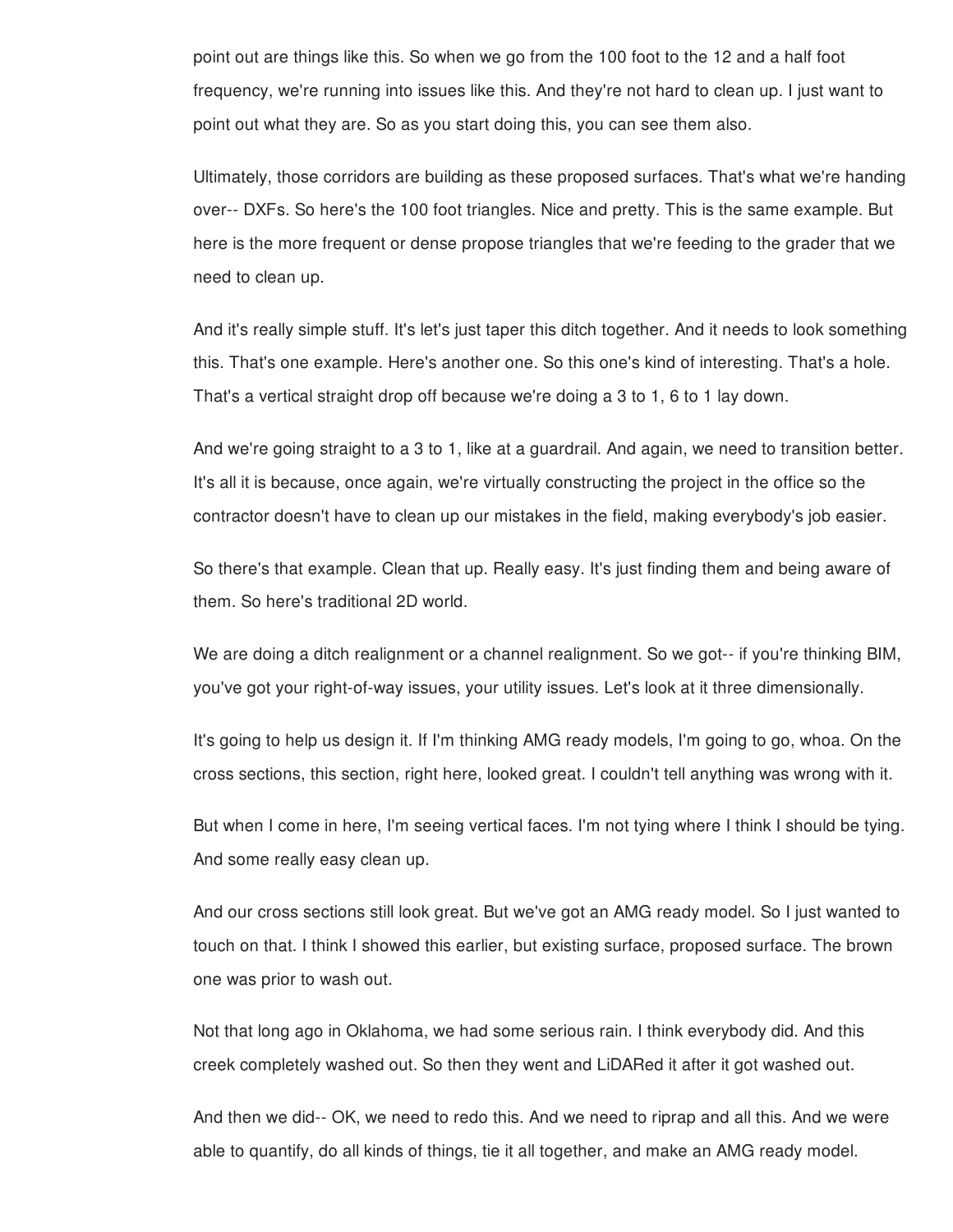point out are things like this. So when we go from the 100 foot to the 12 and a half foot frequency, we're running into issues like this. And they're not hard to clean up. I just want to point out what they are. So as you start doing this, you can see them also.

Ultimately, those corridors are building as these proposed surfaces. That's what we're handing over-- DXFs. So here's the 100 foot triangles. Nice and pretty. This is the same example. But here is the more frequent or dense propose triangles that we're feeding to the grader that we need to clean up.

And it's really simple stuff. It's let's just taper this ditch together. And it needs to look something this. That's one example. Here's another one. So this one's kind of interesting. That's a hole. That's a vertical straight drop off because we're doing a 3 to 1, 6 to 1 lay down.

And we're going straight to a 3 to 1, like at a guardrail. And again, we need to transition better. It's all it is because, once again, we're virtually constructing the project in the office so the contractor doesn't have to clean up our mistakes in the field, making everybody's job easier.

So there's that example. Clean that up. Really easy. It's just finding them and being aware of them. So here's traditional 2D world.

We are doing a ditch realignment or a channel realignment. So we got-- if you're thinking BIM, you've got your right-of-way issues, your utility issues. Let's look at it three dimensionally.

It's going to help us design it. If I'm thinking AMG ready models, I'm going to go, whoa. On the cross sections, this section, right here, looked great. I couldn't tell anything was wrong with it.

But when I come in here, I'm seeing vertical faces. I'm not tying where I think I should be tying. And some really easy clean up.

And our cross sections still look great. But we've got an AMG ready model. So I just wanted to touch on that. I think I showed this earlier, but existing surface, proposed surface. The brown one was prior to wash out.

Not that long ago in Oklahoma, we had some serious rain. I think everybody did. And this creek completely washed out. So then they went and LiDARed it after it got washed out.

And then we did-- OK, we need to redo this. And we need to riprap and all this. And we were able to quantify, do all kinds of things, tie it all together, and make an AMG ready model.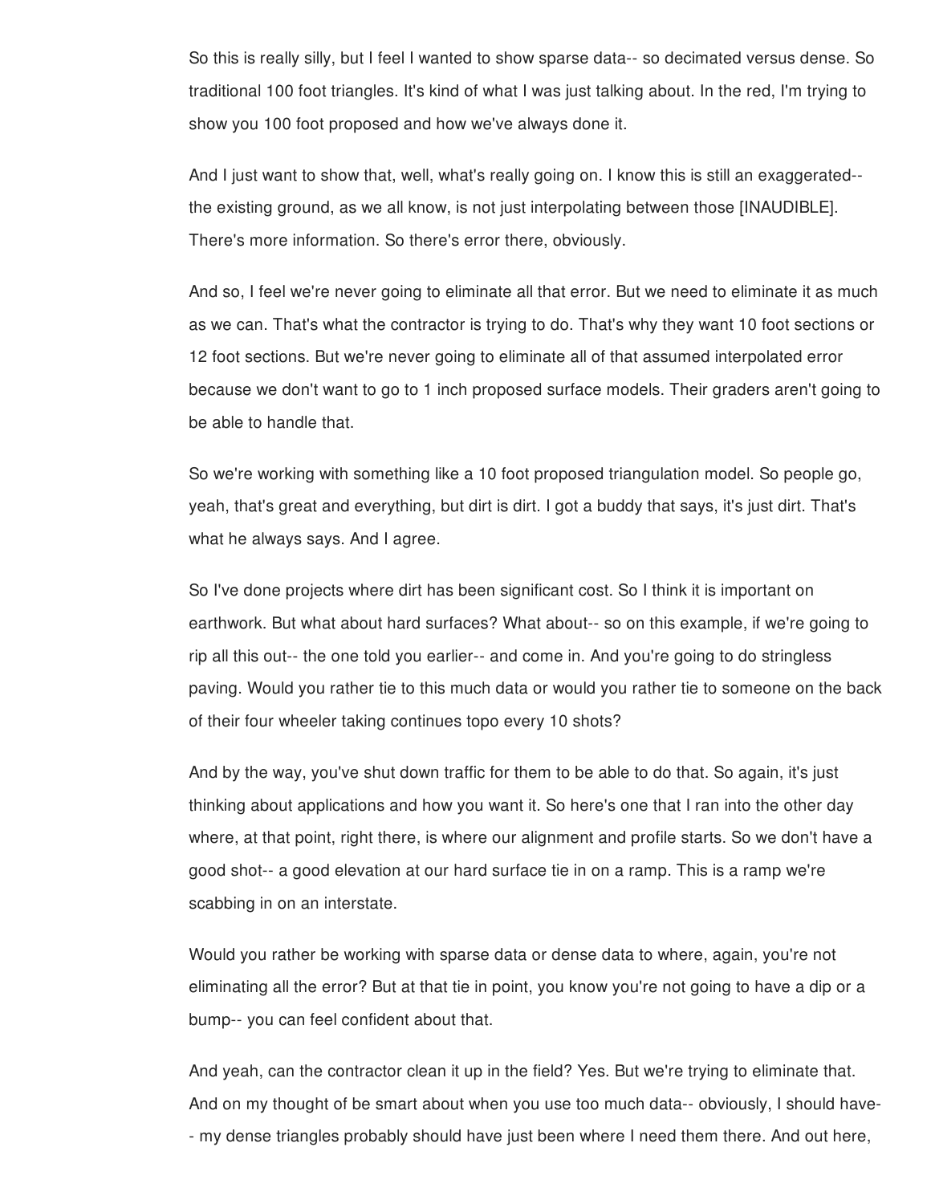So this is really silly, but I feel I wanted to show sparse data-- so decimated versus dense. So traditional 100 foot triangles. It's kind of what I was just talking about. In the red, I'm trying to show you 100 foot proposed and how we've always done it.

And I just want to show that, well, what's really going on. I know this is still an exaggerated-- the existing ground, as we all know, is not just interpolating between those [INAUDIBLE]. There's more information. So there's error there, obviously.

And so, I feel we're never going to eliminate all that error. But we need to eliminate it as much as we can. That's what the contractor is trying to do. That's why they want 10 foot sections or 12 foot sections. But we're never going to eliminate all of that assumed interpolated error because we don't want to go to 1 inch proposed surface models. Their graders aren't going to be able to handle that.

So we're working with something like a 10 foot proposed triangulation model. So people go, yeah, that's great and everything, but dirt is dirt. I got a buddy that says, it's just dirt. That's what he always says. And I agree.

So I've done projects where dirt has been significant cost. So I think it is important on earthwork. But what about hard surfaces? What about-- so on this example, if we're going to rip all this out-- the one told you earlier-- and come in. And you're going to do stringless paving. Would you rather tie to this much data or would you rather tie to someone on the back of their four wheeler taking continues topo every 10 shots?

And by the way, you've shut down traffic for them to be able to do that. So again, it's just thinking about applications and how you want it. So here's one that I ran into the other day where, at that point, right there, is where our alignment and profile starts. So we don't have a good shot-- a good elevation at our hard surface tie in on a ramp. This is a ramp we're scabbing in on an interstate.

Would you rather be working with sparse data or dense data to where, again, you're not eliminating all the error? But at that tie in point, you know you're not going to have a dip or a bump-- you can feel confident about that.

And yeah, can the contractor clean it up in the field? Yes. But we're trying to eliminate that. And on my thought of be smart about when you use too much data-- obviously, I should have-- my dense triangles probably should have just been where I need them there. And out here,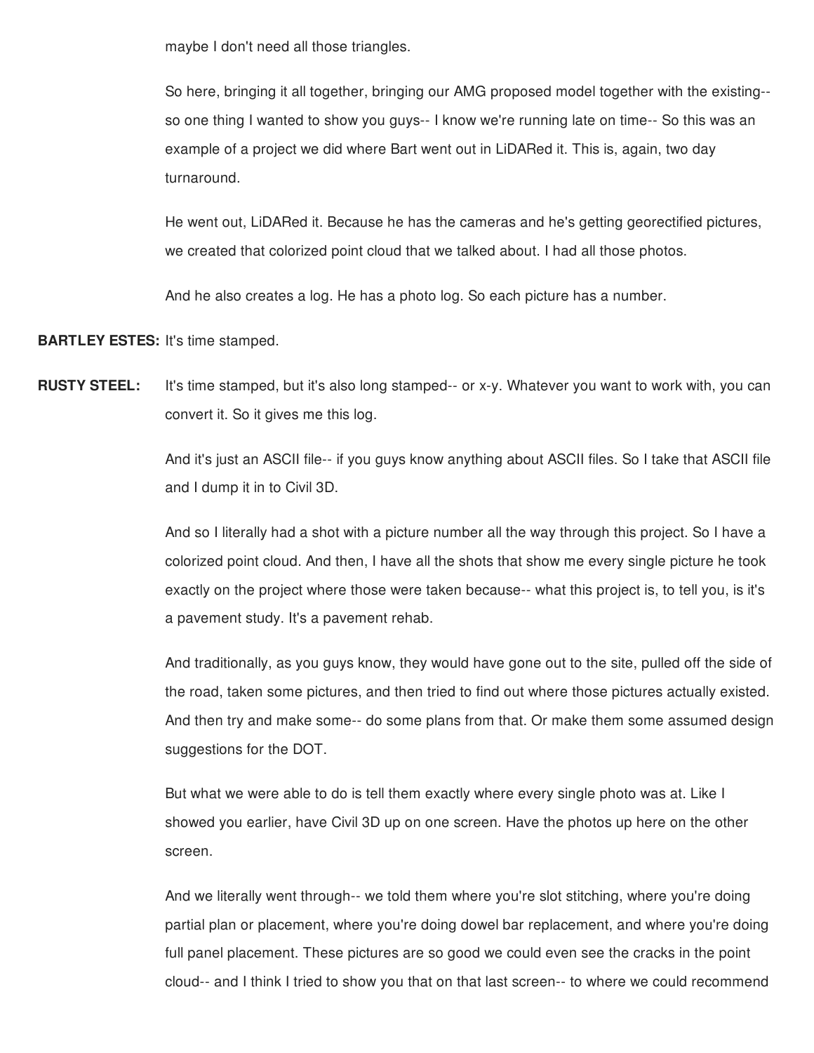maybe I don't need all those triangles.

So here, bringing it all together, bringing our AMG proposed model together with the existing-- so one thing I wanted to show you guys-- I know we're running late on time-- So this was an example of a project we did where Bart went out in LiDARed it. This is, again, two day turnaround.

He went out, LiDARed it. Because he has the cameras and he's getting georectified pictures, we created that colorized point cloud that we talked about. I had all those photos.

And he also creates a log. He has a photo log. So each picture has a number.

**BARTLEY ESTES:** It's time stamped.

**RUSTY STEEL:** It's time stamped, but it's also long stamped-- or x-y. Whatever you want to work with, you can convert it. So it gives me this log.

And it's just an ASCII file-- if you guys know anything about ASCII files. So I take that ASCII file and I dump it in to Civil 3D.

And so I literally had a shot with a picture number all the way through this project. So I have a colorized point cloud. And then, I have all the shots that show me every single picture he took exactly on the project where those were taken because-- what this project is, to tell you, is it's a pavement study. It's a pavement rehab.

And traditionally, as you guys know, they would have gone out to the site, pulled off the side of the road, taken some pictures, and then tried to find out where those pictures actually existed. And then try and make some-- do some plans from that. Or make them some assumed design suggestions for the DOT.

But what we were able to do is tell them exactly where every single photo was at. Like I showed you earlier, have Civil 3D up on one screen. Have the photos up here on the other screen.

And we literally went through-- we told them where you're slot stitching, where you're doing partial plan or placement, where you're doing dowel bar replacement, and where you're doing full panel placement. These pictures are so good we could even see the cracks in the point cloud-- and I think I tried to show you that on that last screen-- to where we could recommend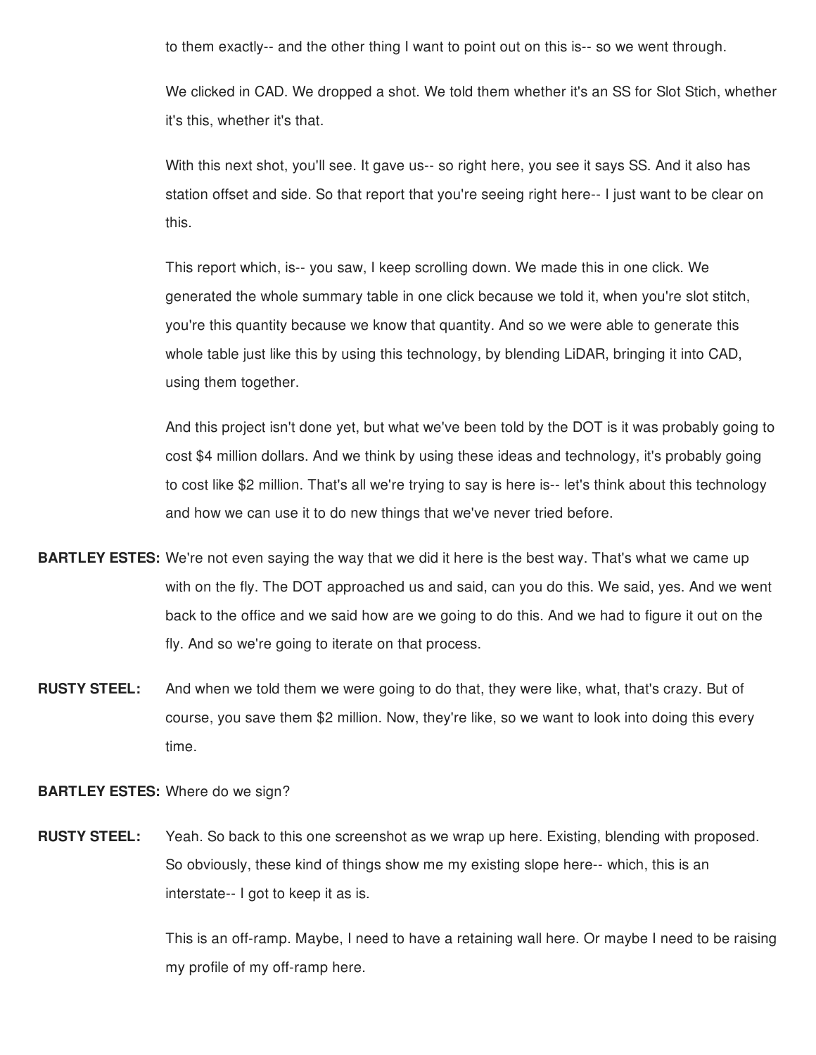to them exactly-- and the other thing I want to point out on this is-- so we went through.

We clicked in CAD. We dropped a shot. We told them whether it's an SS for Slot Stich, whether it's this, whether it's that.

With this next shot, you'll see. It gave us-- so right here, you see it says SS. And it also has station offset and side. So that report that you're seeing right here-- I just want to be clear on this.

This report which, is-- you saw, I keep scrolling down. We made this in one click. We generated the whole summary table in one click because we told it, when you're slot stitch, you're this quantity because we know that quantity. And so we were able to generate this whole table just like this by using this technology, by blending LiDAR, bringing it into CAD, using them together.

And this project isn't done yet, but what we've been told by the DOT is it was probably going to cost $4 million dollars. And we think by using these ideas and technology, it's probably going to cost like $2 million. That's all we're trying to say is here is-- let's think about this technology and how we can use it to do new things that we've never tried before.

**BARTLEY ESTES:** We're not even saying the way that we did it here is the best way. That's what we came up with on the fly. The DOT approached us and said, can you do this. We said, yes. And we went back to the office and we said how are we going to do this. And we had to figure it out on the fly. And so we're going to iterate on that process.

**RUSTY STEEL:** And when we told them we were going to do that, they were like, what, that's crazy. But of course, you save them $2 million. Now, they're like, so we want to look into doing this every time.

**BARTLEY ESTES:** Where do we sign?

**RUSTY STEEL:** Yeah. So back to this one screenshot as we wrap up here. Existing, blending with proposed. So obviously, these kind of things show me my existing slope here-- which, this is an interstate-- I got to keep it as is.

This is an off-ramp. Maybe, I need to have a retaining wall here. Or maybe I need to be raising my profile of my off-ramp here.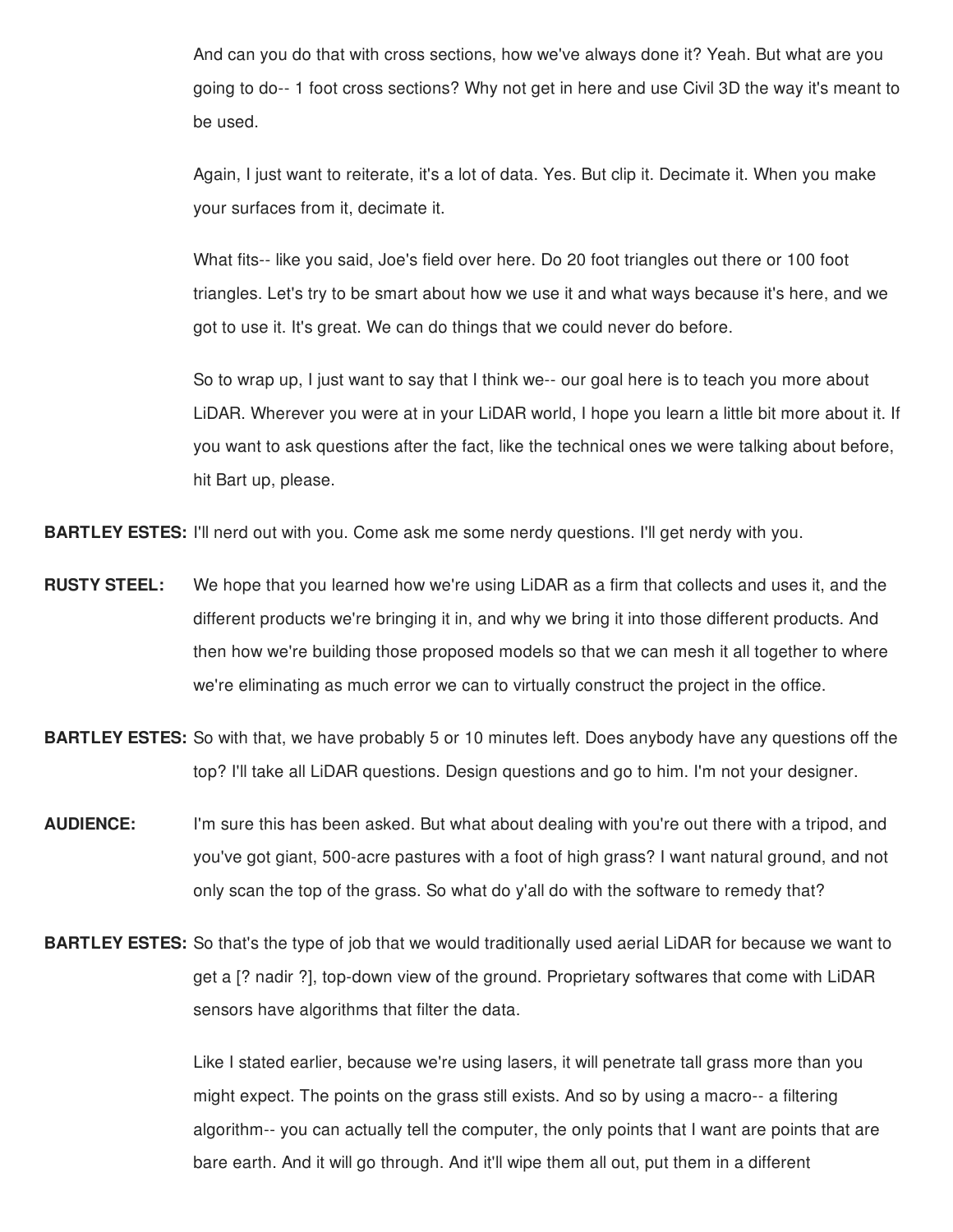And can you do that with cross sections, how we've always done it? Yeah. But what are you going to do-- 1 foot cross sections? Why not get in here and use Civil 3D the way it's meant to be used.

Again, I just want to reiterate, it's a lot of data. Yes. But clip it. Decimate it. When you make your surfaces from it, decimate it.

What fits-- like you said, Joe's field over here. Do 20 foot triangles out there or 100 foot triangles. Let's try to be smart about how we use it and what ways because it's here, and we got to use it. It's great. We can do things that we could never do before.

So to wrap up, I just want to say that I think we-- our goal here is to teach you more about LiDAR. Wherever you were at in your LiDAR world, I hope you learn a little bit more about it. If you want to ask questions after the fact, like the technical ones we were talking about before, hit Bart up, please.

**BARTLEY ESTES:** I'll nerd out with you. Come ask me some nerdy questions. I'll get nerdy with you.

**RUSTY STEEL:** We hope that you learned how we're using LiDAR as a firm that collects and uses it, and the different products we're bringing it in, and why we bring it into those different products. And then how we're building those proposed models so that we can mesh it all together to where we're eliminating as much error we can to virtually construct the project in the office.

**BARTLEY ESTES:** So with that, we have probably 5 or 10 minutes left. Does anybody have any questions off the top? I'll take all LiDAR questions. Design questions and go to him. I'm not your designer.

**AUDIENCE:** I'm sure this has been asked. But what about dealing with you're out there with a tripod, and you've got giant, 500-acre pastures with a foot of high grass? I want natural ground, and not only scan the top of the grass. So what do y'all do with the software to remedy that?

**BARTLEY ESTES:** So that's the type of job that we would traditionally used aerial LiDAR for because we want to get a [? nadir ?], top-down view of the ground. Proprietary softwares that come with LiDAR sensors have algorithms that filter the data.

Like I stated earlier, because we're using lasers, it will penetrate tall grass more than you might expect. The points on the grass still exists. And so by using a macro-- a filtering algorithm-- you can actually tell the computer, the only points that I want are points that are bare earth. And it will go through. And it'll wipe them all out, put them in a different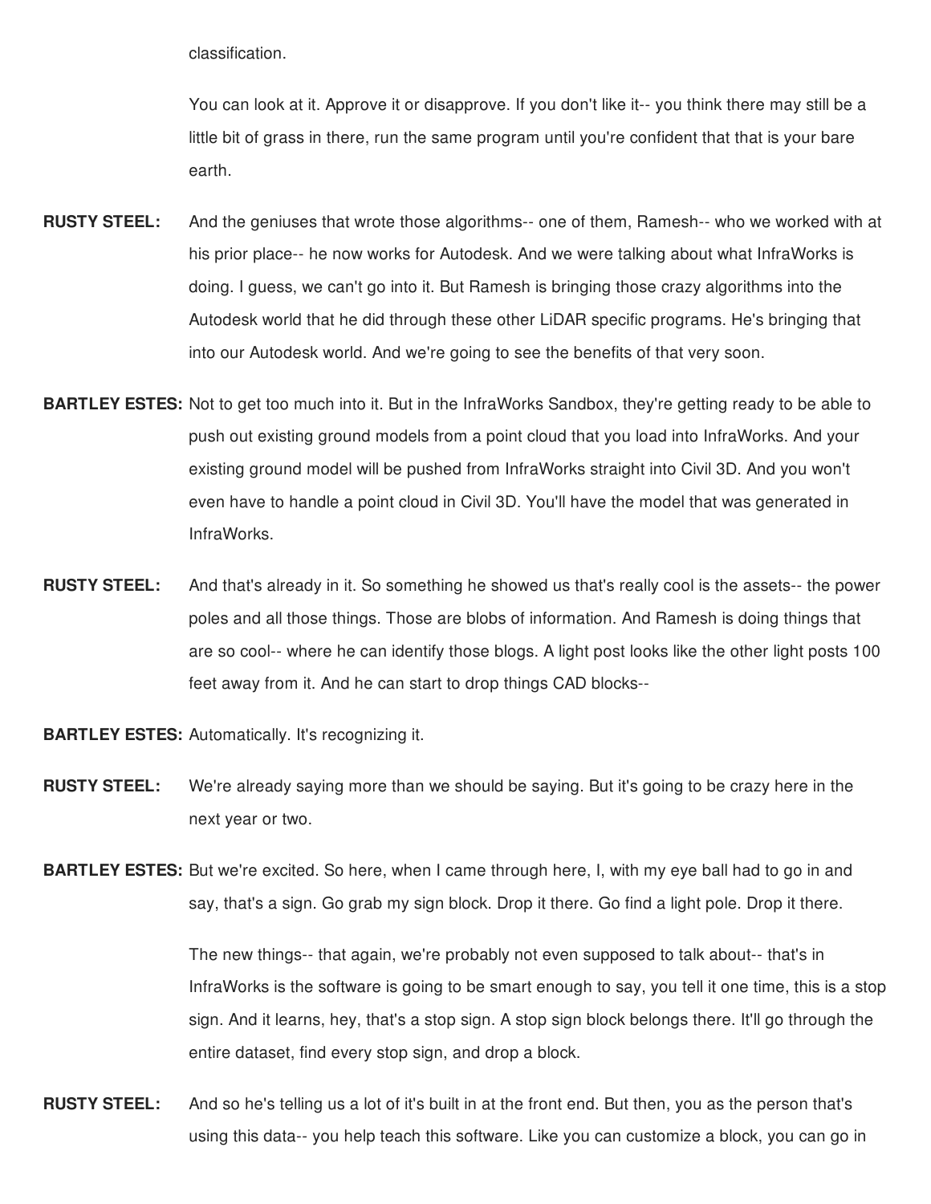classification.

You can look at it. Approve it or disapprove. If you don't like it-- you think there may still be a little bit of grass in there, run the same program until you're confident that that is your bare earth.

**RUSTY STEEL:** And the geniuses that wrote those algorithms-- one of them, Ramesh-- who we worked with at his prior place-- he now works for Autodesk. And we were talking about what InfraWorks is doing. I guess, we can't go into it. But Ramesh is bringing those crazy algorithms into the Autodesk world that he did through these other LiDAR specific programs. He's bringing that into our Autodesk world. And we're going to see the benefits of that very soon.

**BARTLEY ESTES:** Not to get too much into it. But in the InfraWorks Sandbox, they're getting ready to be able to push out existing ground models from a point cloud that you load into InfraWorks. And your existing ground model will be pushed from InfraWorks straight into Civil 3D. And you won't even have to handle a point cloud in Civil 3D. You'll have the model that was generated in InfraWorks.

**RUSTY STEEL:** And that's already in it. So something he showed us that's really cool is the assets-- the power poles and all those things. Those are blobs of information. And Ramesh is doing things that are so cool-- where he can identify those blogs. A light post looks like the other light posts 100 feet away from it. And he can start to drop things CAD blocks--

**BARTLEY ESTES:** Automatically. It's recognizing it.

**RUSTY STEEL:** We're already saying more than we should be saying. But it's going to be crazy here in the next year or two.

**BARTLEY ESTES:** But we're excited. So here, when I came through here, I, with my eye ball had to go in and say, that's a sign. Go grab my sign block. Drop it there. Go find a light pole. Drop it there.

The new things-- that again, we're probably not even supposed to talk about-- that's in InfraWorks is the software is going to be smart enough to say, you tell it one time, this is a stop sign. And it learns, hey, that's a stop sign. A stop sign block belongs there. It'll go through the entire dataset, find every stop sign, and drop a block.

**RUSTY STEEL:** And so he's telling us a lot of it's built in at the front end. But then, you as the person that's using this data-- you help teach this software. Like you can customize a block, you can go in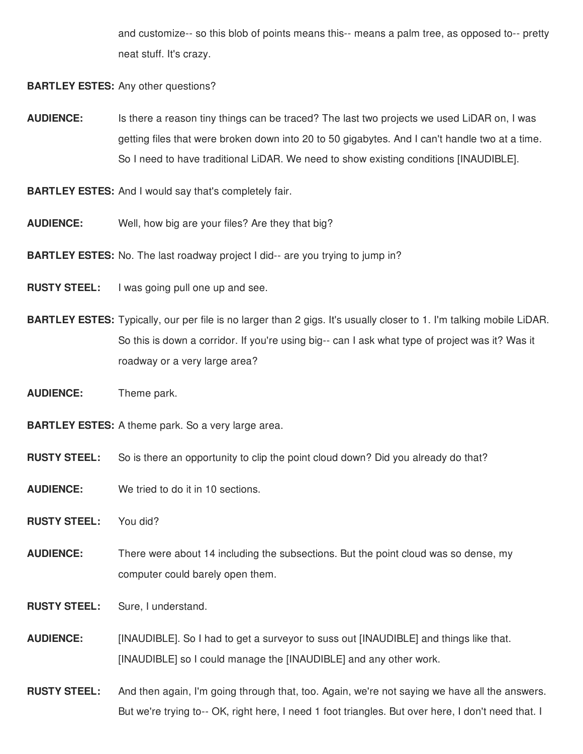and customize-- so this blob of points means this-- means a palm tree, as opposed to-- pretty neat stuff. It's crazy.

**BARTLEY ESTES:** Any other questions?

**AUDIENCE:** Is there a reason tiny things can be traced? The last two projects we used LiDAR on, I was getting files that were broken down into 20 to 50 gigabytes. And I can't handle two at a time. So I need to have traditional LiDAR. We need to show existing conditions [INAUDIBLE].

**BARTLEY ESTES:** And I would say that's completely fair.

**AUDIENCE:** Well, how big are your files? Are they that big?

**BARTLEY ESTES:** No. The last roadway project I did-- are you trying to jump in?

**RUSTY STEEL:** I was going pull one up and see.

**BARTLEY ESTES:** Typically, our per file is no larger than 2 gigs. It's usually closer to 1. I'm talking mobile LiDAR. So this is down a corridor. If you're using big-- can I ask what type of project was it? Was it roadway or a very large area?

**AUDIENCE:** Theme park.

**BARTLEY ESTES:** A theme park. So a very large area.

**RUSTY STEEL:** So is there an opportunity to clip the point cloud down? Did you already do that?

**AUDIENCE:** We tried to do it in 10 sections.

**RUSTY STEEL:** You did?

**AUDIENCE:** There were about 14 including the subsections. But the point cloud was so dense, my computer could barely open them.

**RUSTY STEEL:** Sure, I understand.

**AUDIENCE:** [INAUDIBLE]. So I had to get a surveyor to suss out [INAUDIBLE] and things like that. [INAUDIBLE] so I could manage the [INAUDIBLE] and any other work.

**RUSTY STEEL:** And then again, I'm going through that, too. Again, we're not saying we have all the answers. But we're trying to-- OK, right here, I need 1 foot triangles. But over here, I don't need that. I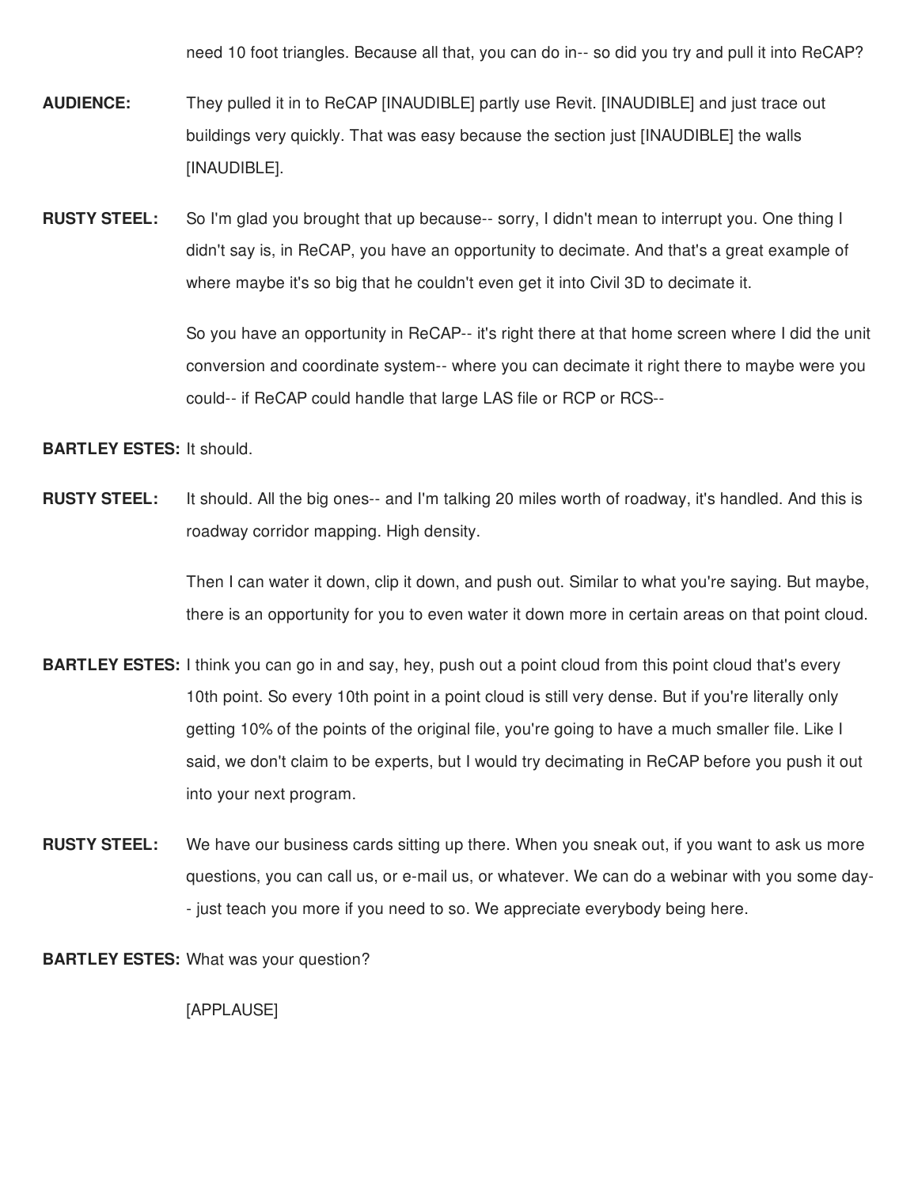need 10 foot triangles. Because all that, you can do in-- so did you try and pull it into ReCAP?

**AUDIENCE:** They pulled it in to ReCAP [INAUDIBLE] partly use Revit. [INAUDIBLE] and just trace out buildings very quickly. That was easy because the section just [INAUDIBLE] the walls [INAUDIBLE].

**RUSTY STEEL:** So I'm glad you brought that up because-- sorry, I didn't mean to interrupt you. One thing I didn't say is, in ReCAP, you have an opportunity to decimate. And that's a great example of where maybe it's so big that he couldn't even get it into Civil 3D to decimate it.

So you have an opportunity in ReCAP-- it's right there at that home screen where I did the unit conversion and coordinate system-- where you can decimate it right there to maybe were you could-- if ReCAP could handle that large LAS file or RCP or RCS--

**BARTLEY ESTES:** It should.

**RUSTY STEEL:** It should. All the big ones-- and I'm talking 20 miles worth of roadway, it's handled. And this is roadway corridor mapping. High density.

Then I can water it down, clip it down, and push out. Similar to what you're saying. But maybe, there is an opportunity for you to even water it down more in certain areas on that point cloud.

**BARTLEY ESTES:** I think you can go in and say, hey, push out a point cloud from this point cloud that's every 10th point. So every 10th point in a point cloud is still very dense. But if you're literally only getting 10% of the points of the original file, you're going to have a much smaller file. Like I said, we don't claim to be experts, but I would try decimating in ReCAP before you push it out into your next program.

**RUSTY STEEL:** We have our business cards sitting up there. When you sneak out, if you want to ask us more questions, you can call us, or e-mail us, or whatever. We can do a webinar with you some day-- just teach you more if you need to so. We appreciate everybody being here.

**BARTLEY ESTES:** What was your question?

[APPLAUSE]